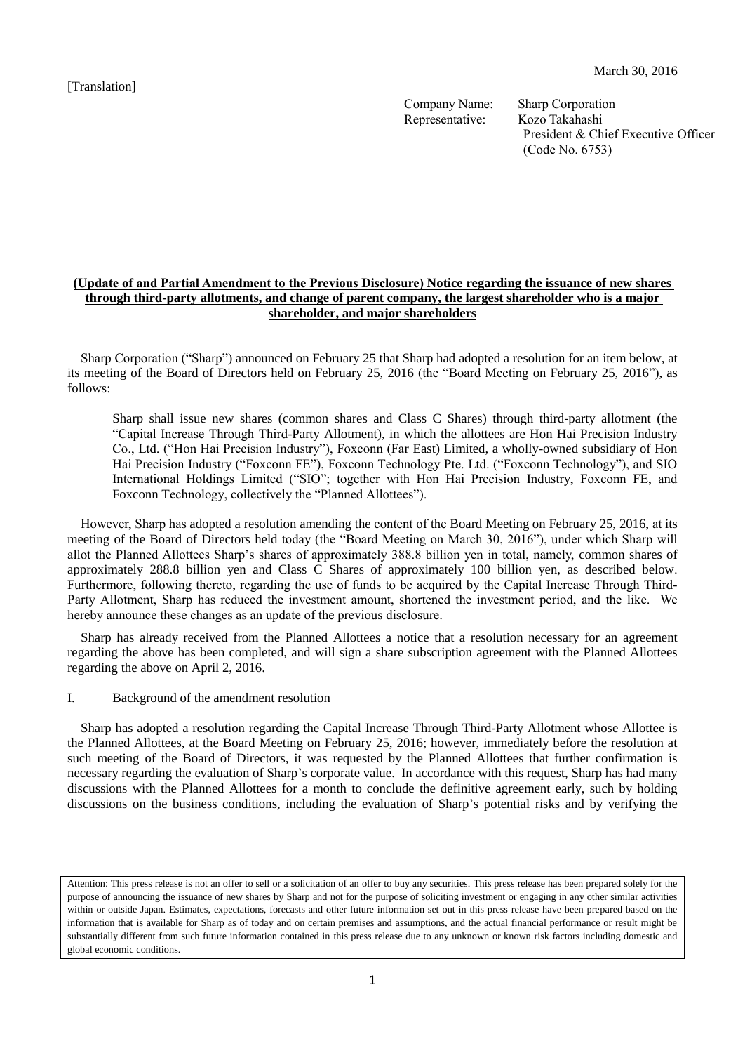[Translation]

March 30, 2016

Company Name: Sharp Corporation
Representative: Kozo Takahashi
President & Chief Executive Officer
(Code No. 6753)

**(Update of and Partial Amendment to the Previous Disclosure) Notice regarding the issuance of new shares through third-party allotments, and change of parent company, the largest shareholder who is a major shareholder, and major shareholders**

Sharp Corporation ("Sharp") announced on February 25 that Sharp had adopted a resolution for an item below, at its meeting of the Board of Directors held on February 25, 2016 (the "Board Meeting on February 25, 2016"), as follows:

> Sharp shall issue new shares (common shares and Class C Shares) through third-party allotment (the "Capital Increase Through Third-Party Allotment), in which the allottees are Hon Hai Precision Industry Co., Ltd. ("Hon Hai Precision Industry"), Foxconn (Far East) Limited, a wholly-owned subsidiary of Hon Hai Precision Industry ("Foxconn FE"), Foxconn Technology Pte. Ltd. ("Foxconn Technology"), and SIO International Holdings Limited ("SIO"; together with Hon Hai Precision Industry, Foxconn FE, and Foxconn Technology, collectively the "Planned Allottees").

However, Sharp has adopted a resolution amending the content of the Board Meeting on February 25, 2016, at its meeting of the Board of Directors held today (the "Board Meeting on March 30, 2016"), under which Sharp will allot the Planned Allottees Sharp's shares of approximately 388.8 billion yen in total, namely, common shares of approximately 288.8 billion yen and Class C Shares of approximately 100 billion yen, as described below. Furthermore, following thereto, regarding the use of funds to be acquired by the Capital Increase Through Third-Party Allotment, Sharp has reduced the investment amount, shortened the investment period, and the like. We hereby announce these changes as an update of the previous disclosure.

Sharp has already received from the Planned Allottees a notice that a resolution necessary for an agreement regarding the above has been completed, and will sign a share subscription agreement with the Planned Allottees regarding the above on April 2, 2016.

## I. Background of the amendment resolution

Sharp has adopted a resolution regarding the Capital Increase Through Third-Party Allotment whose Allottee is the Planned Allottees, at the Board Meeting on February 25, 2016; however, immediately before the resolution at such meeting of the Board of Directors, it was requested by the Planned Allottees that further confirmation is necessary regarding the evaluation of Sharp's corporate value. In accordance with this request, Sharp has had many discussions with the Planned Allottees for a month to conclude the definitive agreement early, such by holding discussions on the business conditions, including the evaluation of Sharp's potential risks and by verifying the

Attention: This press release is not an offer to sell or a solicitation of an offer to buy any securities. This press release has been prepared solely for the purpose of announcing the issuance of new shares by Sharp and not for the purpose of soliciting investment or engaging in any other similar activities within or outside Japan. Estimates, expectations, forecasts and other future information set out in this press release have been prepared based on the information that is available for Sharp as of today and on certain premises and assumptions, and the actual financial performance or result might be substantially different from such future information contained in this press release due to any unknown or known risk factors including domestic and global economic conditions.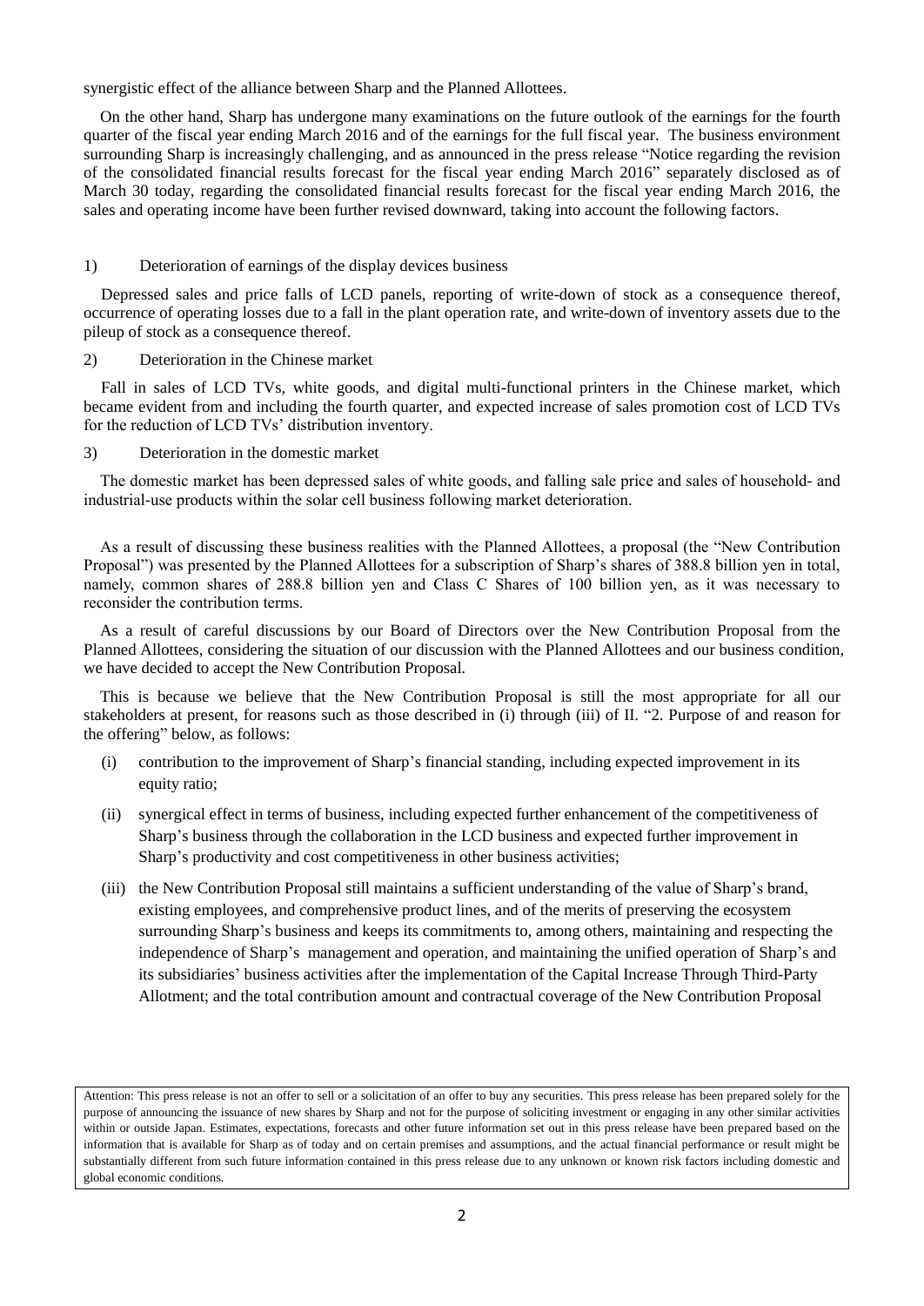synergistic effect of the alliance between Sharp and the Planned Allottees.

On the other hand, Sharp has undergone many examinations on the future outlook of the earnings for the fourth quarter of the fiscal year ending March 2016 and of the earnings for the full fiscal year. The business environment surrounding Sharp is increasingly challenging, and as announced in the press release "Notice regarding the revision of the consolidated financial results forecast for the fiscal year ending March 2016" separately disclosed as of March 30 today, regarding the consolidated financial results forecast for the fiscal year ending March 2016, the sales and operating income have been further revised downward, taking into account the following factors.

1) Deterioration of earnings of the display devices business

Depressed sales and price falls of LCD panels, reporting of write-down of stock as a consequence thereof, occurrence of operating losses due to a fall in the plant operation rate, and write-down of inventory assets due to the pileup of stock as a consequence thereof.

2) Deterioration in the Chinese market

Fall in sales of LCD TVs, white goods, and digital multi-functional printers in the Chinese market, which became evident from and including the fourth quarter, and expected increase of sales promotion cost of LCD TVs for the reduction of LCD TVs' distribution inventory.

3) Deterioration in the domestic market

The domestic market has been depressed sales of white goods, and falling sale price and sales of household- and industrial-use products within the solar cell business following market deterioration.

As a result of discussing these business realities with the Planned Allottees, a proposal (the "New Contribution Proposal") was presented by the Planned Allottees for a subscription of Sharp's shares of 388.8 billion yen in total, namely, common shares of 288.8 billion yen and Class C Shares of 100 billion yen, as it was necessary to reconsider the contribution terms.

As a result of careful discussions by our Board of Directors over the New Contribution Proposal from the Planned Allottees, considering the situation of our discussion with the Planned Allottees and our business condition, we have decided to accept the New Contribution Proposal.

This is because we believe that the New Contribution Proposal is still the most appropriate for all our stakeholders at present, for reasons such as those described in (i) through (iii) of II. "2. Purpose of and reason for the offering" below, as follows:

(i) contribution to the improvement of Sharp's financial standing, including expected improvement in its equity ratio;

(ii) synergical effect in terms of business, including expected further enhancement of the competitiveness of Sharp's business through the collaboration in the LCD business and expected further improvement in Sharp's productivity and cost competitiveness in other business activities;

(iii) the New Contribution Proposal still maintains a sufficient understanding of the value of Sharp's brand, existing employees, and comprehensive product lines, and of the merits of preserving the ecosystem surrounding Sharp's business and keeps its commitments to, among others, maintaining and respecting the independence of Sharp's management and operation, and maintaining the unified operation of Sharp's and its subsidiaries' business activities after the implementation of the Capital Increase Through Third-Party Allotment; and the total contribution amount and contractual coverage of the New Contribution Proposal

Attention: This press release is not an offer to sell or a solicitation of an offer to buy any securities. This press release has been prepared solely for the purpose of announcing the issuance of new shares by Sharp and not for the purpose of soliciting investment or engaging in any other similar activities within or outside Japan. Estimates, expectations, forecasts and other future information set out in this press release have been prepared based on the information that is available for Sharp as of today and on certain premises and assumptions, and the actual financial performance or result might be substantially different from such future information contained in this press release due to any unknown or known risk factors including domestic and global economic conditions.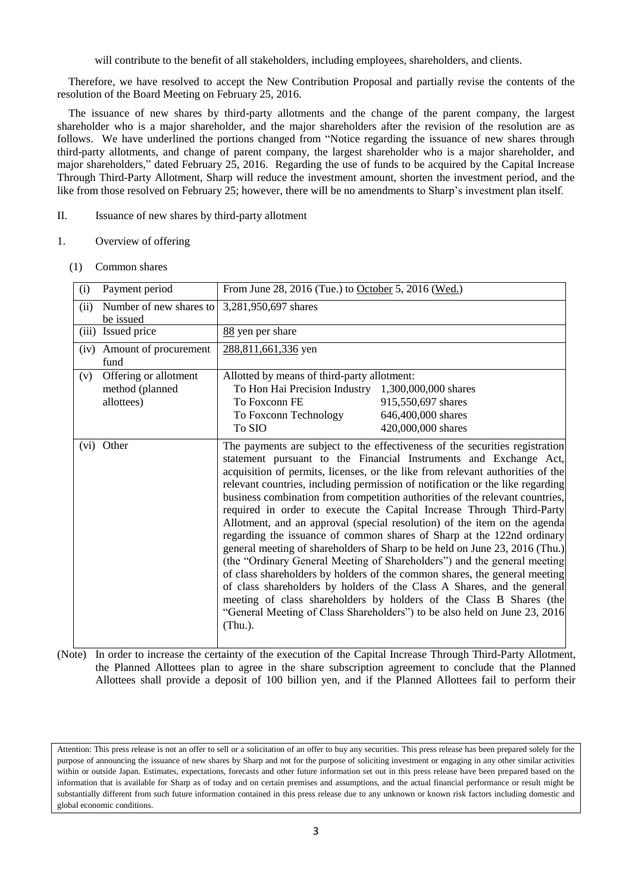will contribute to the benefit of all stakeholders, including employees, shareholders, and clients.

Therefore, we have resolved to accept the New Contribution Proposal and partially revise the contents of the resolution of the Board Meeting on February 25, 2016.

The issuance of new shares by third-party allotments and the change of the parent company, the largest shareholder who is a major shareholder, and the major shareholders after the revision of the resolution are as follows. We have underlined the portions changed from "Notice regarding the issuance of new shares through third-party allotments, and change of parent company, the largest shareholder who is a major shareholder, and major shareholders," dated February 25, 2016. Regarding the use of funds to be acquired by the Capital Increase Through Third-Party Allotment, Sharp will reduce the investment amount, shorten the investment period, and the like from those resolved on February 25; however, there will be no amendments to Sharp's investment plan itself.

II. Issuance of new shares by third-party allotment

1. Overview of offering

(1) Common shares

| | |
|---|---|
| (i) Payment period | From June 28, 2016 (Tue.) to <u>October</u> 5, 2016 (<u>Wed.</u>) |
| (ii) Number of new shares to be issued | 3,281,950,697 shares |
| (iii) Issued price | <u>88</u> yen per share |
| (iv) Amount of procurement fund | <u>288,811,661,336</u> yen |
| (v) Offering or allotment method (planned allottees) | Allotted by means of third-party allotment:<br>To Hon Hai Precision Industry 1,300,000,000 shares<br>To Foxconn FE 915,550,697 shares<br>To Foxconn Technology 646,400,000 shares<br>To SIO 420,000,000 shares |
| (vi) Other | The payments are subject to the effectiveness of the securities registration statement pursuant to the Financial Instruments and Exchange Act, acquisition of permits, licenses, or the like from relevant authorities of the relevant countries, including permission of notification or the like regarding business combination from competition authorities of the relevant countries, required in order to execute the Capital Increase Through Third-Party Allotment, and an approval (special resolution) of the item on the agenda regarding the issuance of common shares of Sharp at the 122nd ordinary general meeting of shareholders of Sharp to be held on June 23, 2016 (Thu.) (the "Ordinary General Meeting of Shareholders") and the general meeting of class shareholders by holders of the common shares, the general meeting of class shareholders by holders of the Class A Shares, and the general meeting of class shareholders by holders of the Class B Shares (the "General Meeting of Class Shareholders") to be also held on June 23, 2016 (Thu.). |

(Note) In order to increase the certainty of the execution of the Capital Increase Through Third-Party Allotment, the Planned Allottees plan to agree in the share subscription agreement to conclude that the Planned Allottees shall provide a deposit of 100 billion yen, and if the Planned Allottees fail to perform their

Attention: This press release is not an offer to sell or a solicitation of an offer to buy any securities. This press release has been prepared solely for the purpose of announcing the issuance of new shares by Sharp and not for the purpose of soliciting investment or engaging in any other similar activities within or outside Japan. Estimates, expectations, forecasts and other future information set out in this press release have been prepared based on the information that is available for Sharp as of today and on certain premises and assumptions, and the actual financial performance or result might be substantially different from such future information contained in this press release due to any unknown or known risk factors including domestic and global economic conditions.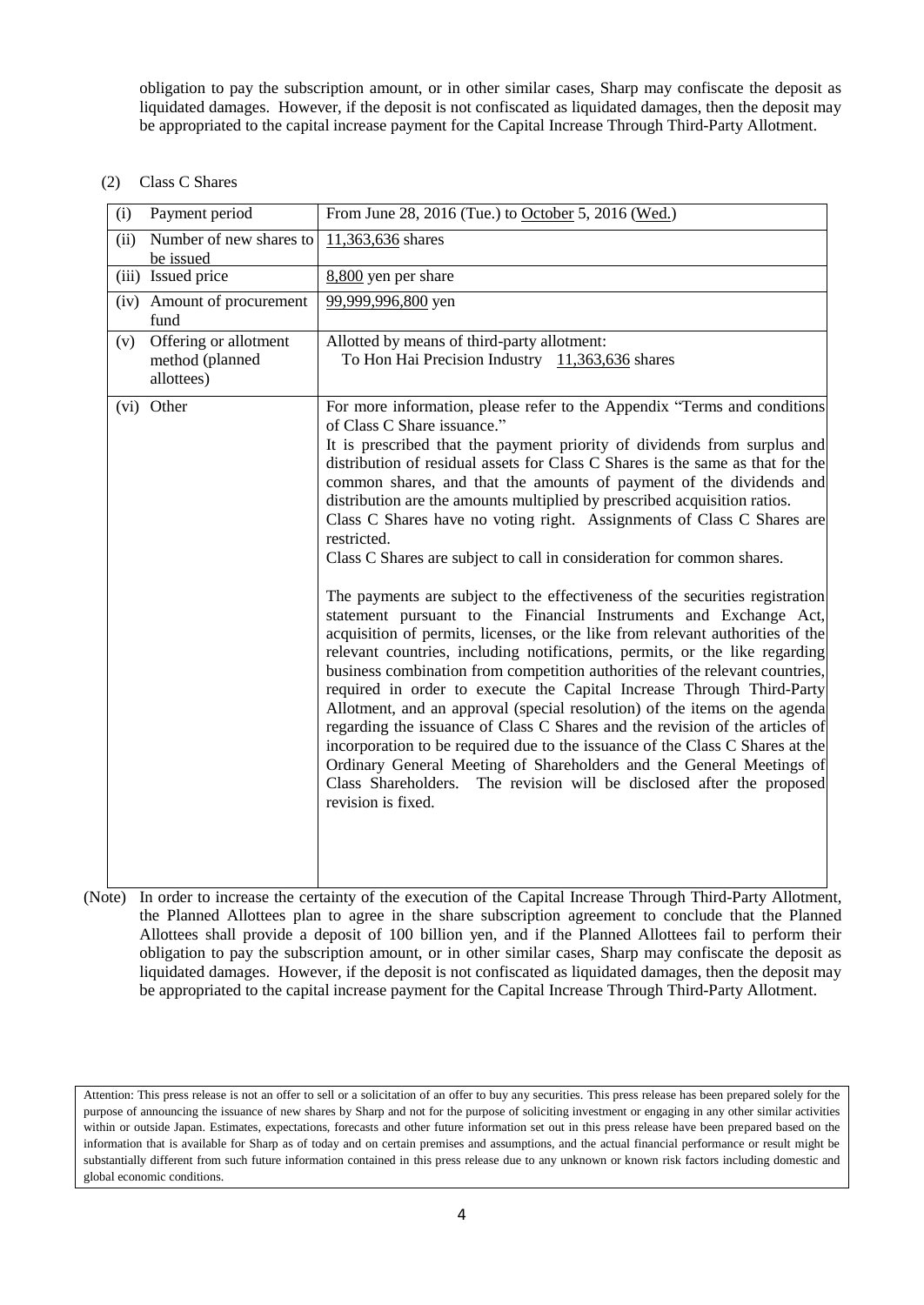obligation to pay the subscription amount, or in other similar cases, Sharp may confiscate the deposit as liquidated damages. However, if the deposit is not confiscated as liquidated damages, then the deposit may be appropriated to the capital increase payment for the Capital Increase Through Third-Party Allotment.

(2) Class C Shares

| | |
|---|---|
| (i) Payment period | From June 28, 2016 (Tue.) to October 5, 2016 (Wed.) |
| (ii) Number of new shares to be issued | 11,363,636 shares |
| (iii) Issued price | 8,800 yen per share |
| (iv) Amount of procurement fund | 99,999,996,800 yen |
| (v) Offering or allotment method (planned allottees) | Allotted by means of third-party allotment:<br>To Hon Hai Precision Industry 11,363,636 shares |
| (vi) Other | For more information, please refer to the Appendix "Terms and conditions of Class C Share issuance."<br>It is prescribed that the payment priority of dividends from surplus and distribution of residual assets for Class C Shares is the same as that for the common shares, and that the amounts of payment of the dividends and distribution are the amounts multiplied by prescribed acquisition ratios.<br>Class C Shares have no voting right. Assignments of Class C Shares are restricted.<br>Class C Shares are subject to call in consideration for common shares.<br><br>The payments are subject to the effectiveness of the securities registration statement pursuant to the Financial Instruments and Exchange Act, acquisition of permits, licenses, or the like from relevant authorities of the relevant countries, including notifications, permits, or the like regarding business combination from competition authorities of the relevant countries, required in order to execute the Capital Increase Through Third-Party Allotment, and an approval (special resolution) of the items on the agenda regarding the issuance of Class C Shares and the revision of the articles of incorporation to be required due to the issuance of the Class C Shares at the Ordinary General Meeting of Shareholders and the General Meetings of Class Shareholders. The revision will be disclosed after the proposed revision is fixed. |

(Note) In order to increase the certainty of the execution of the Capital Increase Through Third-Party Allotment, the Planned Allottees plan to agree in the share subscription agreement to conclude that the Planned Allottees shall provide a deposit of 100 billion yen, and if the Planned Allottees fail to perform their obligation to pay the subscription amount, or in other similar cases, Sharp may confiscate the deposit as liquidated damages. However, if the deposit is not confiscated as liquidated damages, then the deposit may be appropriated to the capital increase payment for the Capital Increase Through Third-Party Allotment.

Attention: This press release is not an offer to sell or a solicitation of an offer to buy any securities. This press release has been prepared solely for the purpose of announcing the issuance of new shares by Sharp and not for the purpose of soliciting investment or engaging in any other similar activities within or outside Japan. Estimates, expectations, forecasts and other future information set out in this press release have been prepared based on the information that is available for Sharp as of today and on certain premises and assumptions, and the actual financial performance or result might be substantially different from such future information contained in this press release due to any unknown or known risk factors including domestic and global economic conditions.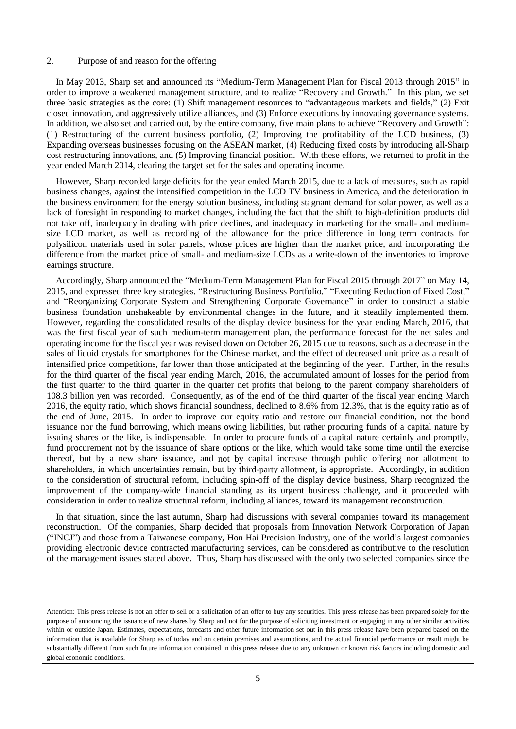## 2. Purpose of and reason for the offering

In May 2013, Sharp set and announced its "Medium-Term Management Plan for Fiscal 2013 through 2015" in order to improve a weakened management structure, and to realize "Recovery and Growth." In this plan, we set three basic strategies as the core: (1) Shift management resources to "advantageous markets and fields," (2) Exit closed innovation, and aggressively utilize alliances, and (3) Enforce executions by innovating governance systems. In addition, we also set and carried out, by the entire company, five main plans to achieve "Recovery and Growth": (1) Restructuring of the current business portfolio, (2) Improving the profitability of the LCD business, (3) Expanding overseas businesses focusing on the ASEAN market, (4) Reducing fixed costs by introducing all-Sharp cost restructuring innovations, and (5) Improving financial position. With these efforts, we returned to profit in the year ended March 2014, clearing the target set for the sales and operating income.

However, Sharp recorded large deficits for the year ended March 2015, due to a lack of measures, such as rapid business changes, against the intensified competition in the LCD TV business in America, and the deterioration in the business environment for the energy solution business, including stagnant demand for solar power, as well as a lack of foresight in responding to market changes, including the fact that the shift to high-definition products did not take off, inadequacy in dealing with price declines, and inadequacy in marketing for the small- and medium-size LCD market, as well as recording of the allowance for the price difference in long term contracts for polysilicon materials used in solar panels, whose prices are higher than the market price, and incorporating the difference from the market price of small- and medium-size LCDs as a write-down of the inventories to improve earnings structure.

Accordingly, Sharp announced the "Medium-Term Management Plan for Fiscal 2015 through 2017" on May 14, 2015, and expressed three key strategies, "Restructuring Business Portfolio," "Executing Reduction of Fixed Cost," and "Reorganizing Corporate System and Strengthening Corporate Governance" in order to construct a stable business foundation unshakeable by environmental changes in the future, and it steadily implemented them. However, regarding the consolidated results of the display device business for the year ending March, 2016, that was the first fiscal year of such medium-term management plan, the performance forecast for the net sales and operating income for the fiscal year was revised down on October 26, 2015 due to reasons, such as a decrease in the sales of liquid crystals for smartphones for the Chinese market, and the effect of decreased unit price as a result of intensified price competitions, far lower than those anticipated at the beginning of the year. Further, in the results for the third quarter of the fiscal year ending March, 2016, the accumulated amount of losses for the period from the first quarter to the third quarter in the quarter net profits that belong to the parent company shareholders of 108.3 billion yen was recorded. Consequently, as of the end of the third quarter of the fiscal year ending March 2016, the equity ratio, which shows financial soundness, declined to 8.6% from 12.3%, that is the equity ratio as of the end of June, 2015. In order to improve our equity ratio and restore our financial condition, not the bond issuance nor the fund borrowing, which means owing liabilities, but rather procuring funds of a capital nature by issuing shares or the like, is indispensable. In order to procure funds of a capital nature certainly and promptly, fund procurement not by the issuance of share options or the like, which would take some time until the exercise thereof, but by a new share issuance, and not by capital increase through public offering nor allotment to shareholders, in which uncertainties remain, but by third-party allotment, is appropriate. Accordingly, in addition to the consideration of structural reform, including spin-off of the display device business, Sharp recognized the improvement of the company-wide financial standing as its urgent business challenge, and it proceeded with consideration in order to realize structural reform, including alliances, toward its management reconstruction.

In that situation, since the last autumn, Sharp had discussions with several companies toward its management reconstruction. Of the companies, Sharp decided that proposals from Innovation Network Corporation of Japan ("INCJ") and those from a Taiwanese company, Hon Hai Precision Industry, one of the world's largest companies providing electronic device contracted manufacturing services, can be considered as contributive to the resolution of the management issues stated above. Thus, Sharp has discussed with the only two selected companies since the

Attention: This press release is not an offer to sell or a solicitation of an offer to buy any securities. This press release has been prepared solely for the purpose of announcing the issuance of new shares by Sharp and not for the purpose of soliciting investment or engaging in any other similar activities within or outside Japan. Estimates, expectations, forecasts and other future information set out in this press release have been prepared based on the information that is available for Sharp as of today and on certain premises and assumptions, and the actual financial performance or result might be substantially different from such future information contained in this press release due to any unknown or known risk factors including domestic and global economic conditions.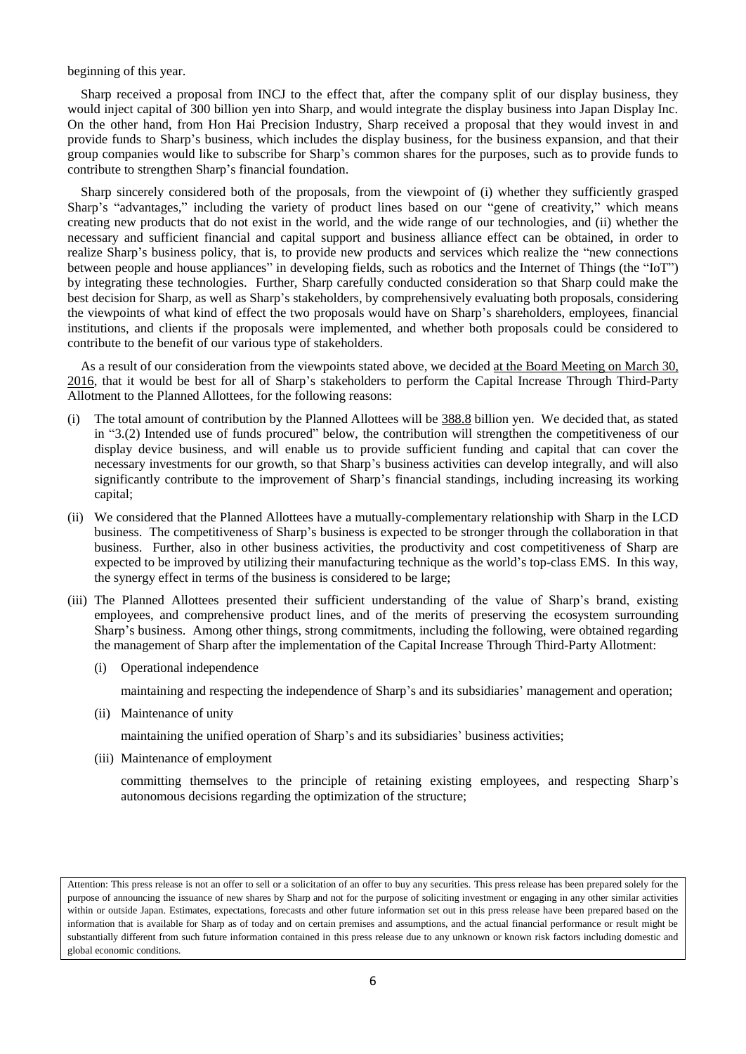beginning of this year.

Sharp received a proposal from INCJ to the effect that, after the company split of our display business, they would inject capital of 300 billion yen into Sharp, and would integrate the display business into Japan Display Inc. On the other hand, from Hon Hai Precision Industry, Sharp received a proposal that they would invest in and provide funds to Sharp's business, which includes the display business, for the business expansion, and that their group companies would like to subscribe for Sharp's common shares for the purposes, such as to provide funds to contribute to strengthen Sharp's financial foundation.

Sharp sincerely considered both of the proposals, from the viewpoint of (i) whether they sufficiently grasped Sharp's "advantages," including the variety of product lines based on our "gene of creativity," which means creating new products that do not exist in the world, and the wide range of our technologies, and (ii) whether the necessary and sufficient financial and capital support and business alliance effect can be obtained, in order to realize Sharp's business policy, that is, to provide new products and services which realize the "new connections between people and house appliances" in developing fields, such as robotics and the Internet of Things (the "IoT") by integrating these technologies. Further, Sharp carefully conducted consideration so that Sharp could make the best decision for Sharp, as well as Sharp's stakeholders, by comprehensively evaluating both proposals, considering the viewpoints of what kind of effect the two proposals would have on Sharp's shareholders, employees, financial institutions, and clients if the proposals were implemented, and whether both proposals could be considered to contribute to the benefit of our various type of stakeholders.

As a result of our consideration from the viewpoints stated above, we decided at the Board Meeting on March 30, 2016, that it would be best for all of Sharp's stakeholders to perform the Capital Increase Through Third-Party Allotment to the Planned Allottees, for the following reasons:

(i) The total amount of contribution by the Planned Allottees will be 388.8 billion yen. We decided that, as stated in "3.(2) Intended use of funds procured" below, the contribution will strengthen the competitiveness of our display device business, and will enable us to provide sufficient funding and capital that can cover the necessary investments for our growth, so that Sharp's business activities can develop integrally, and will also significantly contribute to the improvement of Sharp's financial standings, including increasing its working capital;

(ii) We considered that the Planned Allottees have a mutually-complementary relationship with Sharp in the LCD business. The competitiveness of Sharp's business is expected to be stronger through the collaboration in that business. Further, also in other business activities, the productivity and cost competitiveness of Sharp are expected to be improved by utilizing their manufacturing technique as the world's top-class EMS. In this way, the synergy effect in terms of the business is considered to be large;

(iii) The Planned Allottees presented their sufficient understanding of the value of Sharp's brand, existing employees, and comprehensive product lines, and of the merits of preserving the ecosystem surrounding Sharp's business. Among other things, strong commitments, including the following, were obtained regarding the management of Sharp after the implementation of the Capital Increase Through Third-Party Allotment:

  (i) Operational independence

  maintaining and respecting the independence of Sharp's and its subsidiaries' management and operation;

  (ii) Maintenance of unity

  maintaining the unified operation of Sharp's and its subsidiaries' business activities;

  (iii) Maintenance of employment

  committing themselves to the principle of retaining existing employees, and respecting Sharp's autonomous decisions regarding the optimization of the structure;

Attention: This press release is not an offer to sell or a solicitation of an offer to buy any securities. This press release has been prepared solely for the purpose of announcing the issuance of new shares by Sharp and not for the purpose of soliciting investment or engaging in any other similar activities within or outside Japan. Estimates, expectations, forecasts and other future information set out in this press release have been prepared based on the information that is available for Sharp as of today and on certain premises and assumptions, and the actual financial performance or result might be substantially different from such future information contained in this press release due to any unknown or known risk factors including domestic and global economic conditions.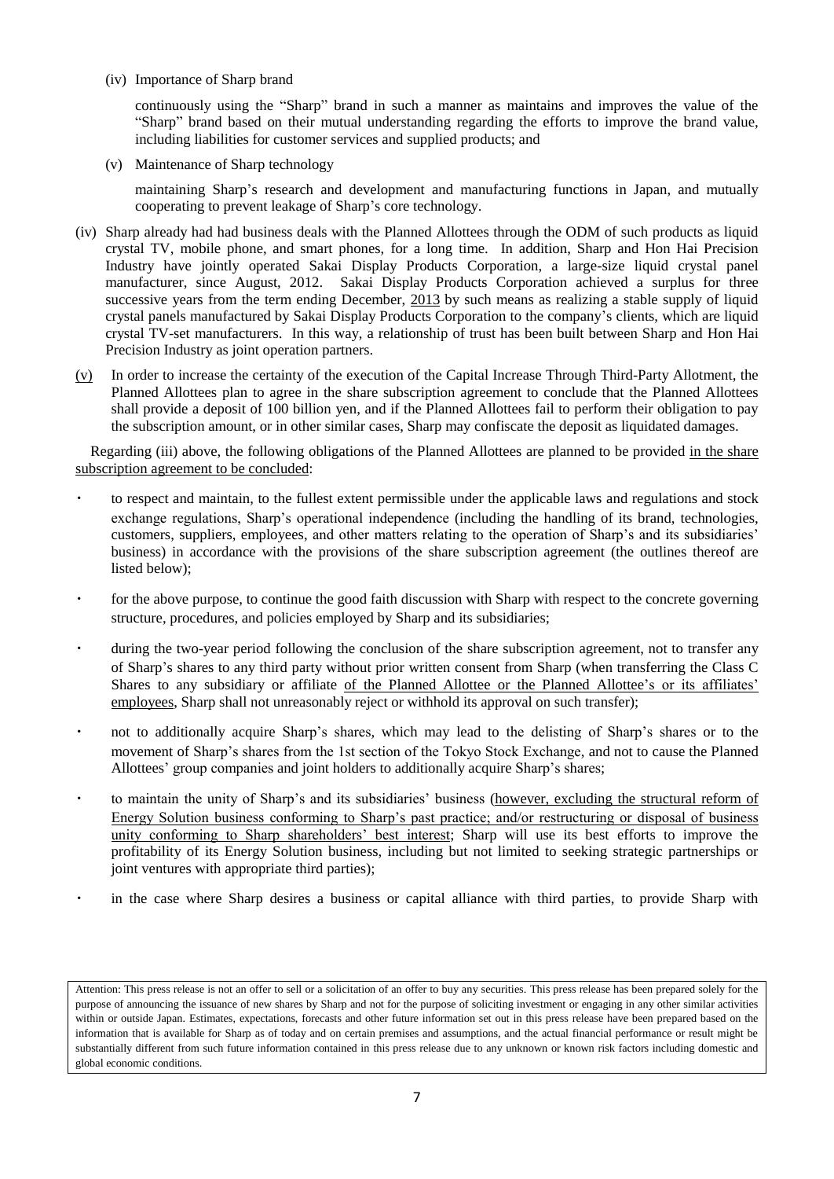(iv) Importance of Sharp brand

continuously using the "Sharp" brand in such a manner as maintains and improves the value of the "Sharp" brand based on their mutual understanding regarding the efforts to improve the brand value, including liabilities for customer services and supplied products; and

(v) Maintenance of Sharp technology

maintaining Sharp's research and development and manufacturing functions in Japan, and mutually cooperating to prevent leakage of Sharp's core technology.

(iv) Sharp already had had business deals with the Planned Allottees through the ODM of such products as liquid crystal TV, mobile phone, and smart phones, for a long time. In addition, Sharp and Hon Hai Precision Industry have jointly operated Sakai Display Products Corporation, a large-size liquid crystal panel manufacturer, since August, 2012. Sakai Display Products Corporation achieved a surplus for three successive years from the term ending December, 2013 by such means as realizing a stable supply of liquid crystal panels manufactured by Sakai Display Products Corporation to the company's clients, which are liquid crystal TV-set manufacturers. In this way, a relationship of trust has been built between Sharp and Hon Hai Precision Industry as joint operation partners.

(v) In order to increase the certainty of the execution of the Capital Increase Through Third-Party Allotment, the Planned Allottees plan to agree in the share subscription agreement to conclude that the Planned Allottees shall provide a deposit of 100 billion yen, and if the Planned Allottees fail to perform their obligation to pay the subscription amount, or in other similar cases, Sharp may confiscate the deposit as liquidated damages.

Regarding (iii) above, the following obligations of the Planned Allottees are planned to be provided in the share subscription agreement to be concluded:

- to respect and maintain, to the fullest extent permissible under the applicable laws and regulations and stock exchange regulations, Sharp's operational independence (including the handling of its brand, technologies, customers, suppliers, employees, and other matters relating to the operation of Sharp's and its subsidiaries' business) in accordance with the provisions of the share subscription agreement (the outlines thereof are listed below);
- for the above purpose, to continue the good faith discussion with Sharp with respect to the concrete governing structure, procedures, and policies employed by Sharp and its subsidiaries;
- during the two-year period following the conclusion of the share subscription agreement, not to transfer any of Sharp's shares to any third party without prior written consent from Sharp (when transferring the Class C Shares to any subsidiary or affiliate of the Planned Allottee or the Planned Allottee's or its affiliates' employees, Sharp shall not unreasonably reject or withhold its approval on such transfer);
- not to additionally acquire Sharp's shares, which may lead to the delisting of Sharp's shares or to the movement of Sharp's shares from the 1st section of the Tokyo Stock Exchange, and not to cause the Planned Allottees' group companies and joint holders to additionally acquire Sharp's shares;
- to maintain the unity of Sharp's and its subsidiaries' business (however, excluding the structural reform of Energy Solution business conforming to Sharp's past practice; and/or restructuring or disposal of business unity conforming to Sharp shareholders' best interest; Sharp will use its best efforts to improve the profitability of its Energy Solution business, including but not limited to seeking strategic partnerships or joint ventures with appropriate third parties);
- in the case where Sharp desires a business or capital alliance with third parties, to provide Sharp with

Attention: This press release is not an offer to sell or a solicitation of an offer to buy any securities. This press release has been prepared solely for the purpose of announcing the issuance of new shares by Sharp and not for the purpose of soliciting investment or engaging in any other similar activities within or outside Japan. Estimates, expectations, forecasts and other future information set out in this press release have been prepared based on the information that is available for Sharp as of today and on certain premises and assumptions, and the actual financial performance or result might be substantially different from such future information contained in this press release due to any unknown or known risk factors including domestic and global economic conditions.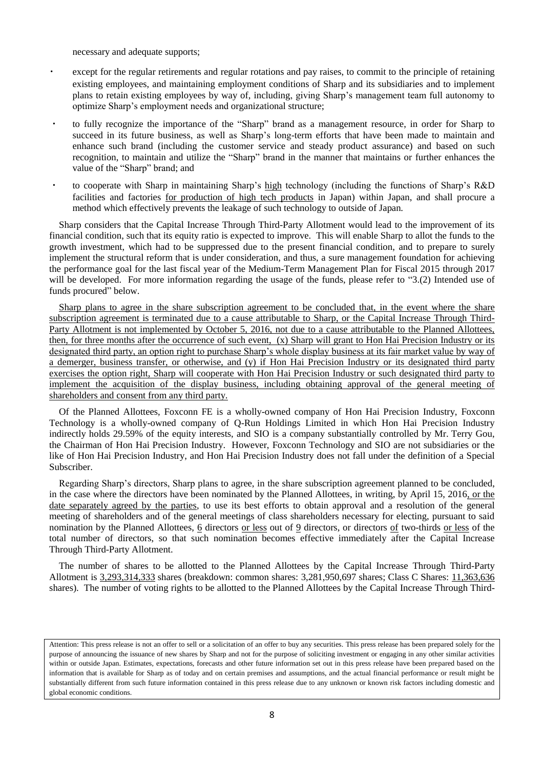necessary and adequate supports;

- except for the regular retirements and regular rotations and pay raises, to commit to the principle of retaining existing employees, and maintaining employment conditions of Sharp and its subsidiaries and to implement plans to retain existing employees by way of, including, giving Sharp's management team full autonomy to optimize Sharp's employment needs and organizational structure;
- to fully recognize the importance of the "Sharp" brand as a management resource, in order for Sharp to succeed in its future business, as well as Sharp's long-term efforts that have been made to maintain and enhance such brand (including the customer service and steady product assurance) and based on such recognition, to maintain and utilize the "Sharp" brand in the manner that maintains or further enhances the value of the "Sharp" brand; and
- to cooperate with Sharp in maintaining Sharp's high technology (including the functions of Sharp's R&D facilities and factories for production of high tech products in Japan) within Japan, and shall procure a method which effectively prevents the leakage of such technology to outside of Japan.

Sharp considers that the Capital Increase Through Third-Party Allotment would lead to the improvement of its financial condition, such that its equity ratio is expected to improve. This will enable Sharp to allot the funds to the growth investment, which had to be suppressed due to the present financial condition, and to prepare to surely implement the structural reform that is under consideration, and thus, a sure management foundation for achieving the performance goal for the last fiscal year of the Medium-Term Management Plan for Fiscal 2015 through 2017 will be developed. For more information regarding the usage of the funds, please refer to "3.(2) Intended use of funds procured" below.

Sharp plans to agree in the share subscription agreement to be concluded that, in the event where the share subscription agreement is terminated due to a cause attributable to Sharp, or the Capital Increase Through Third-Party Allotment is not implemented by October 5, 2016, not due to a cause attributable to the Planned Allottees, then, for three months after the occurrence of such event, (x) Sharp will grant to Hon Hai Precision Industry or its designated third party, an option right to purchase Sharp's whole display business at its fair market value by way of a demerger, business transfer, or otherwise, and (y) if Hon Hai Precision Industry or its designated third party exercises the option right, Sharp will cooperate with Hon Hai Precision Industry or such designated third party to implement the acquisition of the display business, including obtaining approval of the general meeting of shareholders and consent from any third party.

Of the Planned Allottees, Foxconn FE is a wholly-owned company of Hon Hai Precision Industry, Foxconn Technology is a wholly-owned company of Q-Run Holdings Limited in which Hon Hai Precision Industry indirectly holds 29.59% of the equity interests, and SIO is a company substantially controlled by Mr. Terry Gou, the Chairman of Hon Hai Precision Industry. However, Foxconn Technology and SIO are not subsidiaries or the like of Hon Hai Precision Industry, and Hon Hai Precision Industry does not fall under the definition of a Special Subscriber.

Regarding Sharp's directors, Sharp plans to agree, in the share subscription agreement planned to be concluded, in the case where the directors have been nominated by the Planned Allottees, in writing, by April 15, 2016, or the date separately agreed by the parties, to use its best efforts to obtain approval and a resolution of the general meeting of shareholders and of the general meetings of class shareholders necessary for electing, pursuant to said nomination by the Planned Allottees, 6 directors or less out of 9 directors, or directors of two-thirds or less of the total number of directors, so that such nomination becomes effective immediately after the Capital Increase Through Third-Party Allotment.

The number of shares to be allotted to the Planned Allottees by the Capital Increase Through Third-Party Allotment is 3,293,314,333 shares (breakdown: common shares: 3,281,950,697 shares; Class C Shares: 11,363,636 shares). The number of voting rights to be allotted to the Planned Allottees by the Capital Increase Through Third-

Attention: This press release is not an offer to sell or a solicitation of an offer to buy any securities. This press release has been prepared solely for the purpose of announcing the issuance of new shares by Sharp and not for the purpose of soliciting investment or engaging in any other similar activities within or outside Japan. Estimates, expectations, forecasts and other future information set out in this press release have been prepared based on the information that is available for Sharp as of today and on certain premises and assumptions, and the actual financial performance or result might be substantially different from such future information contained in this press release due to any unknown or known risk factors including domestic and global economic conditions.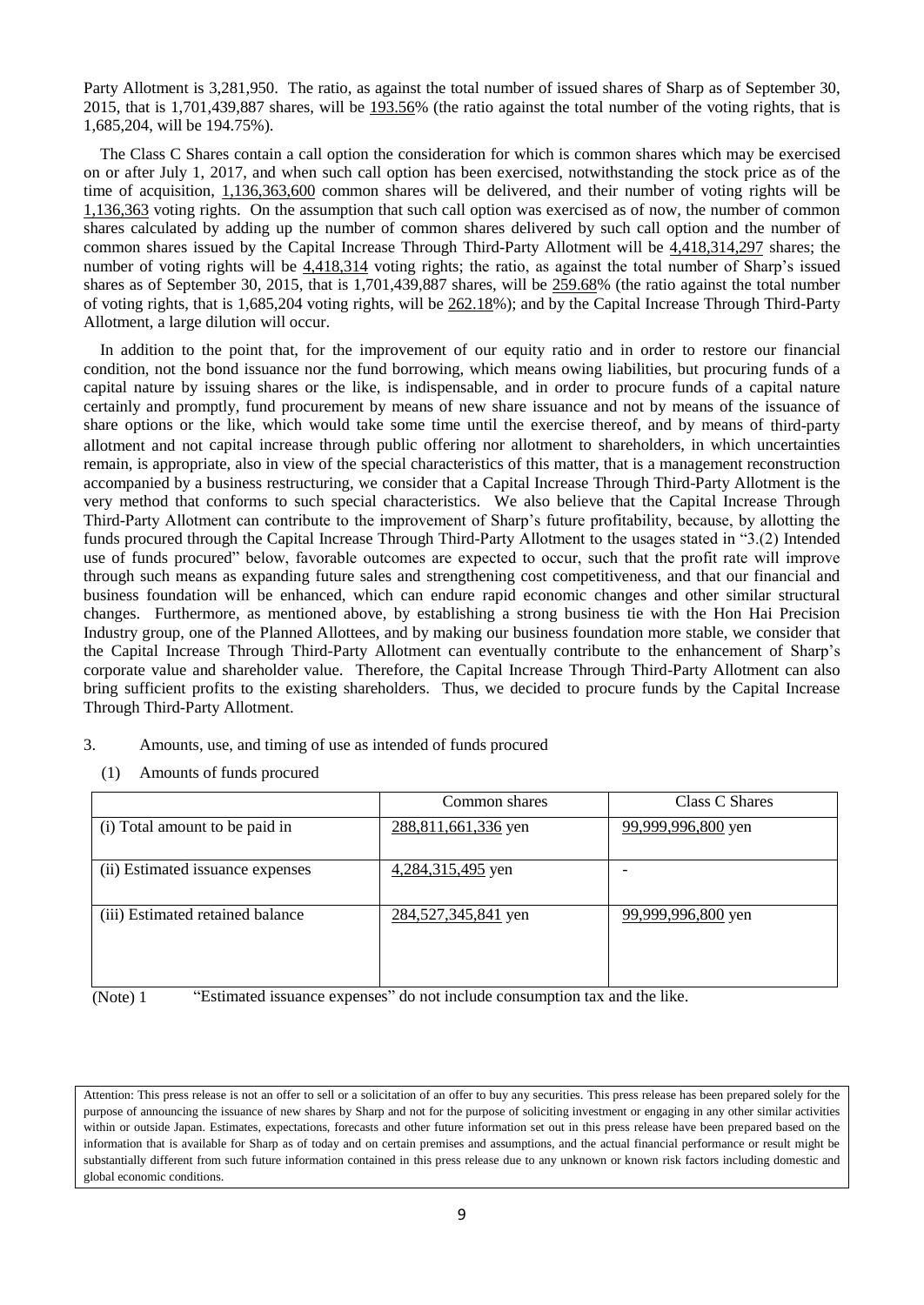Party Allotment is 3,281,950. The ratio, as against the total number of issued shares of Sharp as of September 30, 2015, that is 1,701,439,887 shares, will be 193.56% (the ratio against the total number of the voting rights, that is 1,685,204, will be 194.75%).

The Class C Shares contain a call option the consideration for which is common shares which may be exercised on or after July 1, 2017, and when such call option has been exercised, notwithstanding the stock price as of the time of acquisition, 1,136,363,600 common shares will be delivered, and their number of voting rights will be 1,136,363 voting rights. On the assumption that such call option was exercised as of now, the number of common shares calculated by adding up the number of common shares delivered by such call option and the number of common shares issued by the Capital Increase Through Third-Party Allotment will be 4,418,314,297 shares; the number of voting rights will be 4,418,314 voting rights; the ratio, as against the total number of Sharp's issued shares as of September 30, 2015, that is 1,701,439,887 shares, will be 259.68% (the ratio against the total number of voting rights, that is 1,685,204 voting rights, will be 262.18%); and by the Capital Increase Through Third-Party Allotment, a large dilution will occur.

In addition to the point that, for the improvement of our equity ratio and in order to restore our financial condition, not the bond issuance nor the fund borrowing, which means owing liabilities, but procuring funds of a capital nature by issuing shares or the like, is indispensable, and in order to procure funds of a capital nature certainly and promptly, fund procurement by means of new share issuance and not by means of the issuance of share options or the like, which would take some time until the exercise thereof, and by means of third-party allotment and not capital increase through public offering nor allotment to shareholders, in which uncertainties remain, is appropriate, also in view of the special characteristics of this matter, that is a management reconstruction accompanied by a business restructuring, we consider that a Capital Increase Through Third-Party Allotment is the very method that conforms to such special characteristics. We also believe that the Capital Increase Through Third-Party Allotment can contribute to the improvement of Sharp's future profitability, because, by allotting the funds procured through the Capital Increase Through Third-Party Allotment to the usages stated in "3.(2) Intended use of funds procured" below, favorable outcomes are expected to occur, such that the profit rate will improve through such means as expanding future sales and strengthening cost competitiveness, and that our financial and business foundation will be enhanced, which can endure rapid economic changes and other similar structural changes. Furthermore, as mentioned above, by establishing a strong business tie with the Hon Hai Precision Industry group, one of the Planned Allottees, and by making our business foundation more stable, we consider that the Capital Increase Through Third-Party Allotment can eventually contribute to the enhancement of Sharp's corporate value and shareholder value. Therefore, the Capital Increase Through Third-Party Allotment can also bring sufficient profits to the existing shareholders. Thus, we decided to procure funds by the Capital Increase Through Third-Party Allotment.

3. Amounts, use, and timing of use as intended of funds procured

(1) Amounts of funds procured

| | Common shares | Class C Shares |
|---|---|---|
| (i) Total amount to be paid in | 288,811,661,336 yen | 99,999,996,800 yen |
| (ii) Estimated issuance expenses | 4,284,315,495 yen | - |
| (iii) Estimated retained balance | 284,527,345,841 yen | 99,999,996,800 yen |

(Note) 1 "Estimated issuance expenses" do not include consumption tax and the like.

Attention: This press release is not an offer to sell or a solicitation of an offer to buy any securities. This press release has been prepared solely for the purpose of announcing the issuance of new shares by Sharp and not for the purpose of soliciting investment or engaging in any other similar activities within or outside Japan. Estimates, expectations, forecasts and other future information set out in this press release have been prepared based on the information that is available for Sharp as of today and on certain premises and assumptions, and the actual financial performance or result might be substantially different from such future information contained in this press release due to any unknown or known risk factors including domestic and global economic conditions.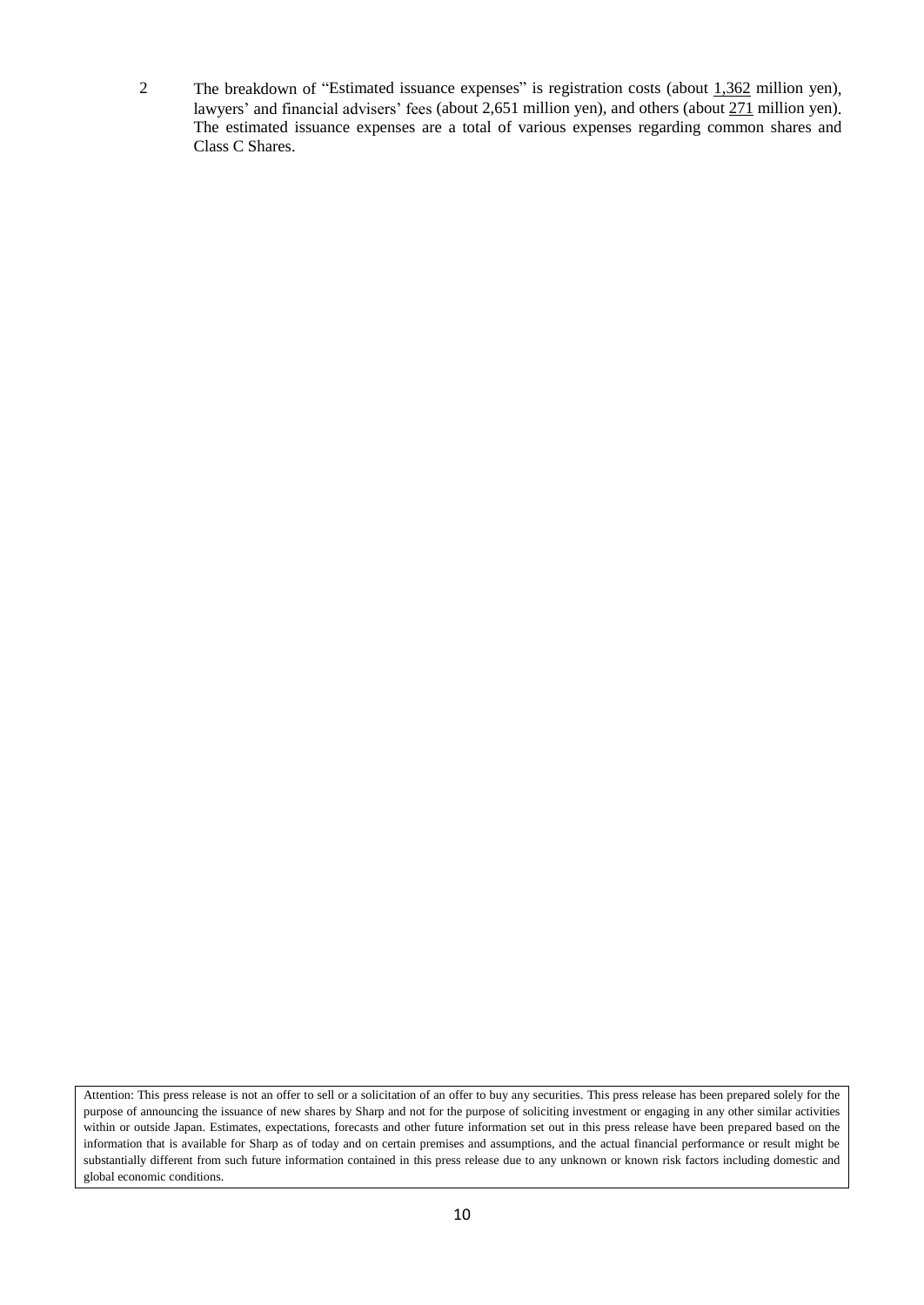2 The breakdown of "Estimated issuance expenses" is registration costs (about 1,362 million yen), lawyers' and financial advisers' fees (about 2,651 million yen), and others (about 271 million yen). The estimated issuance expenses are a total of various expenses regarding common shares and Class C Shares.

Attention: This press release is not an offer to sell or a solicitation of an offer to buy any securities. This press release has been prepared solely for the purpose of announcing the issuance of new shares by Sharp and not for the purpose of soliciting investment or engaging in any other similar activities within or outside Japan. Estimates, expectations, forecasts and other future information set out in this press release have been prepared based on the information that is available for Sharp as of today and on certain premises and assumptions, and the actual financial performance or result might be substantially different from such future information contained in this press release due to any unknown or known risk factors including domestic and global economic conditions.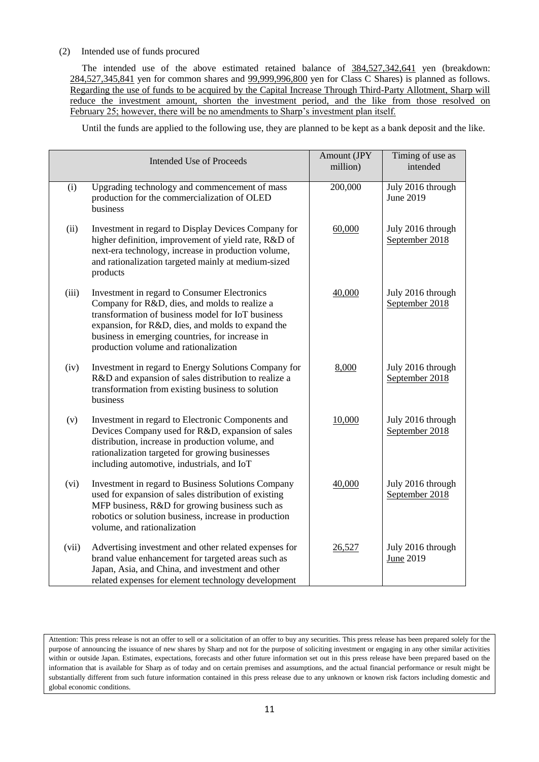(2) Intended use of funds procured

The intended use of the above estimated retained balance of 384,527,342,641 yen (breakdown: 284,527,345,841 yen for common shares and 99,999,996,800 yen for Class C Shares) is planned as follows. Regarding the use of funds to be acquired by the Capital Increase Through Third-Party Allotment, Sharp will reduce the investment amount, shorten the investment period, and the like from those resolved on February 25; however, there will be no amendments to Sharp's investment plan itself.

Until the funds are applied to the following use, they are planned to be kept as a bank deposit and the like.

| | Intended Use of Proceeds | Amount (JPY million) | Timing of use as intended |
|---|---|---|---|
| (i) | Upgrading technology and commencement of mass production for the commercialization of OLED business | 200,000 | July 2016 through June 2019 |
| (ii) | Investment in regard to Display Devices Company for higher definition, improvement of yield rate, R&D of next-era technology, increase in production volume, and rationalization targeted mainly at medium-sized products | 60,000 | July 2016 through September 2018 |
| (iii) | Investment in regard to Consumer Electronics Company for R&D, dies, and molds to realize a transformation of business model for IoT business expansion, for R&D, dies, and molds to expand the business in emerging countries, for increase in production volume and rationalization | 40,000 | July 2016 through September 2018 |
| (iv) | Investment in regard to Energy Solutions Company for R&D and expansion of sales distribution to realize a transformation from existing business to solution business | 8,000 | July 2016 through September 2018 |
| (v) | Investment in regard to Electronic Components and Devices Company used for R&D, expansion of sales distribution, increase in production volume, and rationalization targeted for growing businesses including automotive, industrials, and IoT | 10,000 | July 2016 through September 2018 |
| (vi) | Investment in regard to Business Solutions Company used for expansion of sales distribution of existing MFP business, R&D for growing business such as robotics or solution business, increase in production volume, and rationalization | 40,000 | July 2016 through September 2018 |
| (vii) | Advertising investment and other related expenses for brand value enhancement for targeted areas such as Japan, Asia, and China, and investment and other related expenses for element technology development | 26,527 | July 2016 through June 2019 |

Attention: This press release is not an offer to sell or a solicitation of an offer to buy any securities. This press release has been prepared solely for the purpose of announcing the issuance of new shares by Sharp and not for the purpose of soliciting investment or engaging in any other similar activities within or outside Japan. Estimates, expectations, forecasts and other future information set out in this press release have been prepared based on the information that is available for Sharp as of today and on certain premises and assumptions, and the actual financial performance or result might be substantially different from such future information contained in this press release due to any unknown or known risk factors including domestic and global economic conditions.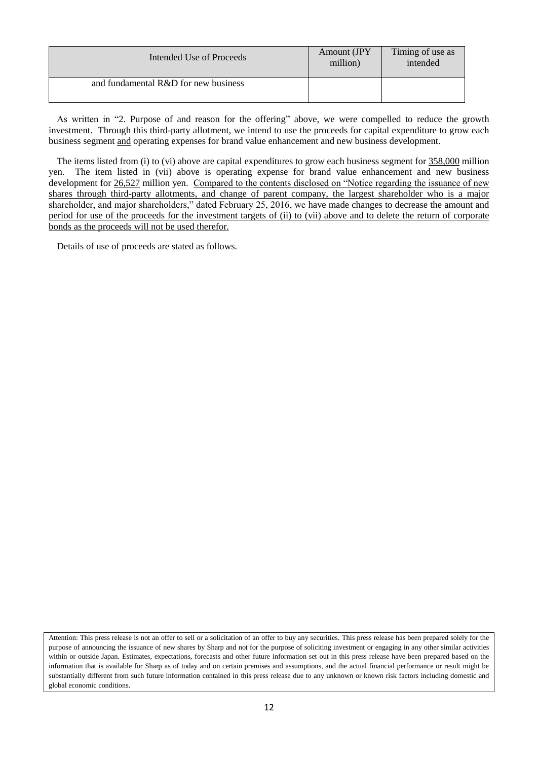| Intended Use of Proceeds | Amount (JPY million) | Timing of use as intended |
| --- | --- | --- |
| and fundamental R&D for new business | | |

As written in “2. Purpose of and reason for the offering” above, we were compelled to reduce the growth investment. Through this third-party allotment, we intend to use the proceeds for capital expenditure to grow each business segment and operating expenses for brand value enhancement and new business development.

The items listed from (i) to (vi) above are capital expenditures to grow each business segment for 358,000 million yen. The item listed in (vii) above is operating expense for brand value enhancement and new business development for 26,527 million yen. Compared to the contents disclosed on “Notice regarding the issuance of new shares through third-party allotments, and change of parent company, the largest shareholder who is a major shareholder, and major shareholders,” dated February 25, 2016, we have made changes to decrease the amount and period for use of the proceeds for the investment targets of (ii) to (vii) above and to delete the return of corporate bonds as the proceeds will not be used therefor.

Details of use of proceeds are stated as follows.

Attention: This press release is not an offer to sell or a solicitation of an offer to buy any securities. This press release has been prepared solely for the purpose of announcing the issuance of new shares by Sharp and not for the purpose of soliciting investment or engaging in any other similar activities within or outside Japan. Estimates, expectations, forecasts and other future information set out in this press release have been prepared based on the information that is available for Sharp as of today and on certain premises and assumptions, and the actual financial performance or result might be substantially different from such future information contained in this press release due to any unknown or known risk factors including domestic and global economic conditions.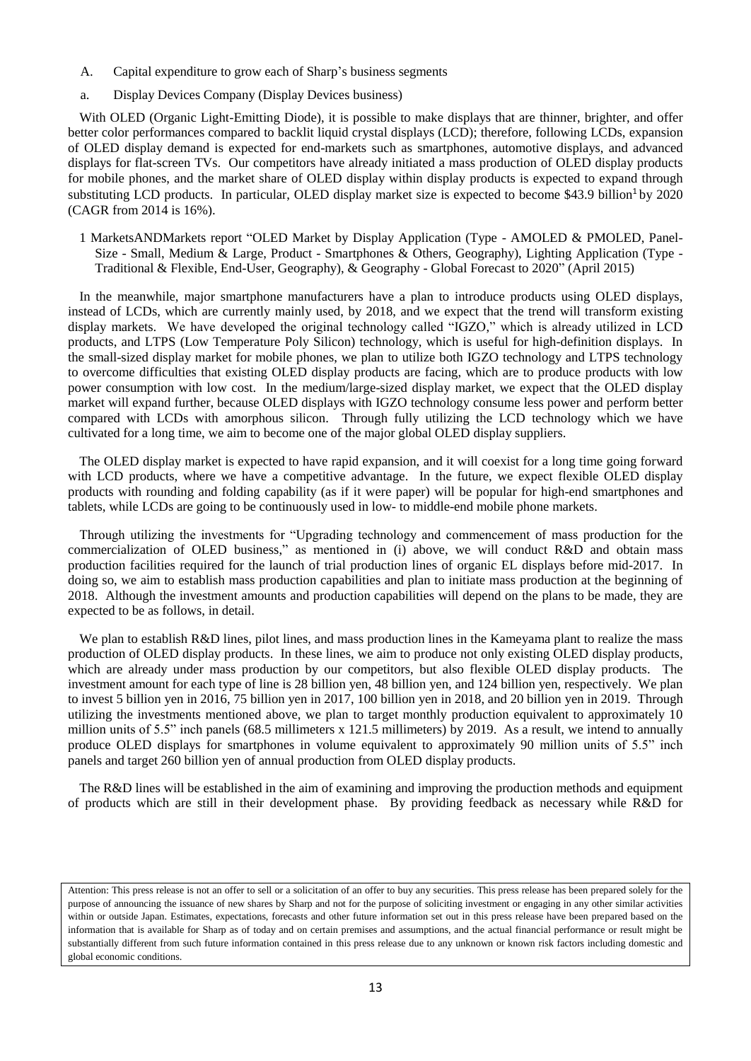A. Capital expenditure to grow each of Sharp's business segments

a. Display Devices Company (Display Devices business)

With OLED (Organic Light-Emitting Diode), it is possible to make displays that are thinner, brighter, and offer better color performances compared to backlit liquid crystal displays (LCD); therefore, following LCDs, expansion of OLED display demand is expected for end-markets such as smartphones, automotive displays, and advanced displays for flat-screen TVs. Our competitors have already initiated a mass production of OLED display products for mobile phones, and the market share of OLED display within display products is expected to expand through substituting LCD products. In particular, OLED display market size is expected to become \$43.9 billion[1] by 2020 (CAGR from 2014 is 16%).

1 MarketsANDMarkets report "OLED Market by Display Application (Type - AMOLED & PMOLED, Panel-Size - Small, Medium & Large, Product - Smartphones & Others, Geography), Lighting Application (Type - Traditional & Flexible, End-User, Geography), & Geography - Global Forecast to 2020" (April 2015)

In the meanwhile, major smartphone manufacturers have a plan to introduce products using OLED displays, instead of LCDs, which are currently mainly used, by 2018, and we expect that the trend will transform existing display markets. We have developed the original technology called "IGZO," which is already utilized in LCD products, and LTPS (Low Temperature Poly Silicon) technology, which is useful for high-definition displays. In the small-sized display market for mobile phones, we plan to utilize both IGZO technology and LTPS technology to overcome difficulties that existing OLED display products are facing, which are to produce products with low power consumption with low cost. In the medium/large-sized display market, we expect that the OLED display market will expand further, because OLED displays with IGZO technology consume less power and perform better compared with LCDs with amorphous silicon. Through fully utilizing the LCD technology which we have cultivated for a long time, we aim to become one of the major global OLED display suppliers.

The OLED display market is expected to have rapid expansion, and it will coexist for a long time going forward with LCD products, where we have a competitive advantage. In the future, we expect flexible OLED display products with rounding and folding capability (as if it were paper) will be popular for high-end smartphones and tablets, while LCDs are going to be continuously used in low- to middle-end mobile phone markets.

Through utilizing the investments for "Upgrading technology and commencement of mass production for the commercialization of OLED business," as mentioned in (i) above, we will conduct R&D and obtain mass production facilities required for the launch of trial production lines of organic EL displays before mid-2017. In doing so, we aim to establish mass production capabilities and plan to initiate mass production at the beginning of 2018. Although the investment amounts and production capabilities will depend on the plans to be made, they are expected to be as follows, in detail.

We plan to establish R&D lines, pilot lines, and mass production lines in the Kameyama plant to realize the mass production of OLED display products. In these lines, we aim to produce not only existing OLED display products, which are already under mass production by our competitors, but also flexible OLED display products. The investment amount for each type of line is 28 billion yen, 48 billion yen, and 124 billion yen, respectively. We plan to invest 5 billion yen in 2016, 75 billion yen in 2017, 100 billion yen in 2018, and 20 billion yen in 2019. Through utilizing the investments mentioned above, we plan to target monthly production equivalent to approximately 10 million units of 5.5" inch panels (68.5 millimeters x 121.5 millimeters) by 2019. As a result, we intend to annually produce OLED displays for smartphones in volume equivalent to approximately 90 million units of 5.5" inch panels and target 260 billion yen of annual production from OLED display products.

The R&D lines will be established in the aim of examining and improving the production methods and equipment of products which are still in their development phase. By providing feedback as necessary while R&D for

Attention: This press release is not an offer to sell or a solicitation of an offer to buy any securities. This press release has been prepared solely for the purpose of announcing the issuance of new shares by Sharp and not for the purpose of soliciting investment or engaging in any other similar activities within or outside Japan. Estimates, expectations, forecasts and other future information set out in this press release have been prepared based on the information that is available for Sharp as of today and on certain premises and assumptions, and the actual financial performance or result might be substantially different from such future information contained in this press release due to any unknown or known risk factors including domestic and global economic conditions.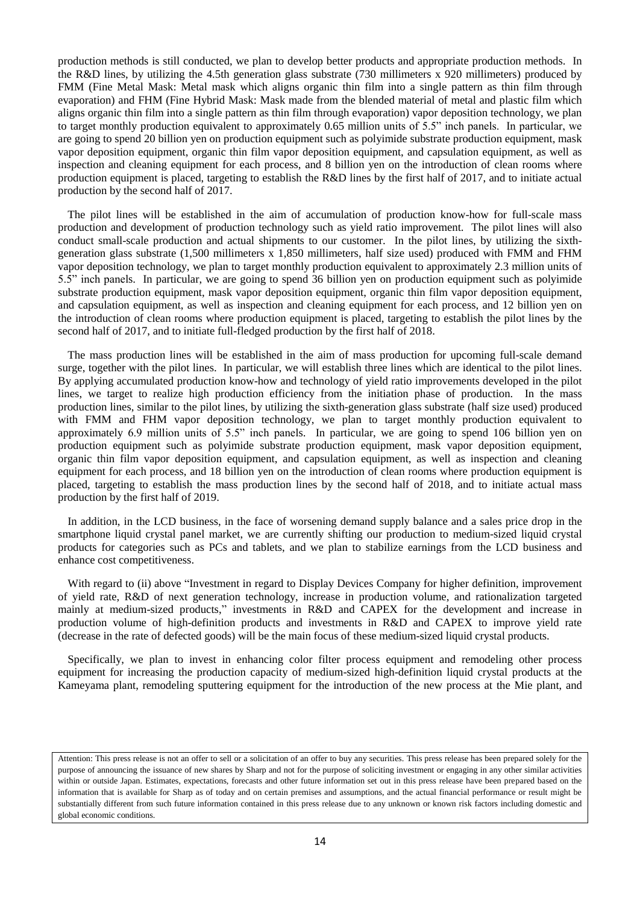production methods is still conducted, we plan to develop better products and appropriate production methods. In the R&D lines, by utilizing the 4.5th generation glass substrate (730 millimeters x 920 millimeters) produced by FMM (Fine Metal Mask: Metal mask which aligns organic thin film into a single pattern as thin film through evaporation) and FHM (Fine Hybrid Mask: Mask made from the blended material of metal and plastic film which aligns organic thin film into a single pattern as thin film through evaporation) vapor deposition technology, we plan to target monthly production equivalent to approximately 0.65 million units of 5.5" inch panels. In particular, we are going to spend 20 billion yen on production equipment such as polyimide substrate production equipment, mask vapor deposition equipment, organic thin film vapor deposition equipment, and capsulation equipment, as well as inspection and cleaning equipment for each process, and 8 billion yen on the introduction of clean rooms where production equipment is placed, targeting to establish the R&D lines by the first half of 2017, and to initiate actual production by the second half of 2017.

The pilot lines will be established in the aim of accumulation of production know-how for full-scale mass production and development of production technology such as yield ratio improvement. The pilot lines will also conduct small-scale production and actual shipments to our customer. In the pilot lines, by utilizing the sixth-generation glass substrate (1,500 millimeters x 1,850 millimeters, half size used) produced with FMM and FHM vapor deposition technology, we plan to target monthly production equivalent to approximately 2.3 million units of 5.5" inch panels. In particular, we are going to spend 36 billion yen on production equipment such as polyimide substrate production equipment, mask vapor deposition equipment, organic thin film vapor deposition equipment, and capsulation equipment, as well as inspection and cleaning equipment for each process, and 12 billion yen on the introduction of clean rooms where production equipment is placed, targeting to establish the pilot lines by the second half of 2017, and to initiate full-fledged production by the first half of 2018.

The mass production lines will be established in the aim of mass production for upcoming full-scale demand surge, together with the pilot lines. In particular, we will establish three lines which are identical to the pilot lines. By applying accumulated production know-how and technology of yield ratio improvements developed in the pilot lines, we target to realize high production efficiency from the initiation phase of production. In the mass production lines, similar to the pilot lines, by utilizing the sixth-generation glass substrate (half size used) produced with FMM and FHM vapor deposition technology, we plan to target monthly production equivalent to approximately 6.9 million units of 5.5" inch panels. In particular, we are going to spend 106 billion yen on production equipment such as polyimide substrate production equipment, mask vapor deposition equipment, organic thin film vapor deposition equipment, and capsulation equipment, as well as inspection and cleaning equipment for each process, and 18 billion yen on the introduction of clean rooms where production equipment is placed, targeting to establish the mass production lines by the second half of 2018, and to initiate actual mass production by the first half of 2019.

In addition, in the LCD business, in the face of worsening demand supply balance and a sales price drop in the smartphone liquid crystal panel market, we are currently shifting our production to medium-sized liquid crystal products for categories such as PCs and tablets, and we plan to stabilize earnings from the LCD business and enhance cost competitiveness.

With regard to (ii) above "Investment in regard to Display Devices Company for higher definition, improvement of yield rate, R&D of next generation technology, increase in production volume, and rationalization targeted mainly at medium-sized products," investments in R&D and CAPEX for the development and increase in production volume of high-definition products and investments in R&D and CAPEX to improve yield rate (decrease in the rate of defected goods) will be the main focus of these medium-sized liquid crystal products.

Specifically, we plan to invest in enhancing color filter process equipment and remodeling other process equipment for increasing the production capacity of medium-sized high-definition liquid crystal products at the Kameyama plant, remodeling sputtering equipment for the introduction of the new process at the Mie plant, and

Attention: This press release is not an offer to sell or a solicitation of an offer to buy any securities. This press release has been prepared solely for the purpose of announcing the issuance of new shares by Sharp and not for the purpose of soliciting investment or engaging in any other similar activities within or outside Japan. Estimates, expectations, forecasts and other future information set out in this press release have been prepared based on the information that is available for Sharp as of today and on certain premises and assumptions, and the actual financial performance or result might be substantially different from such future information contained in this press release due to any unknown or known risk factors including domestic and global economic conditions.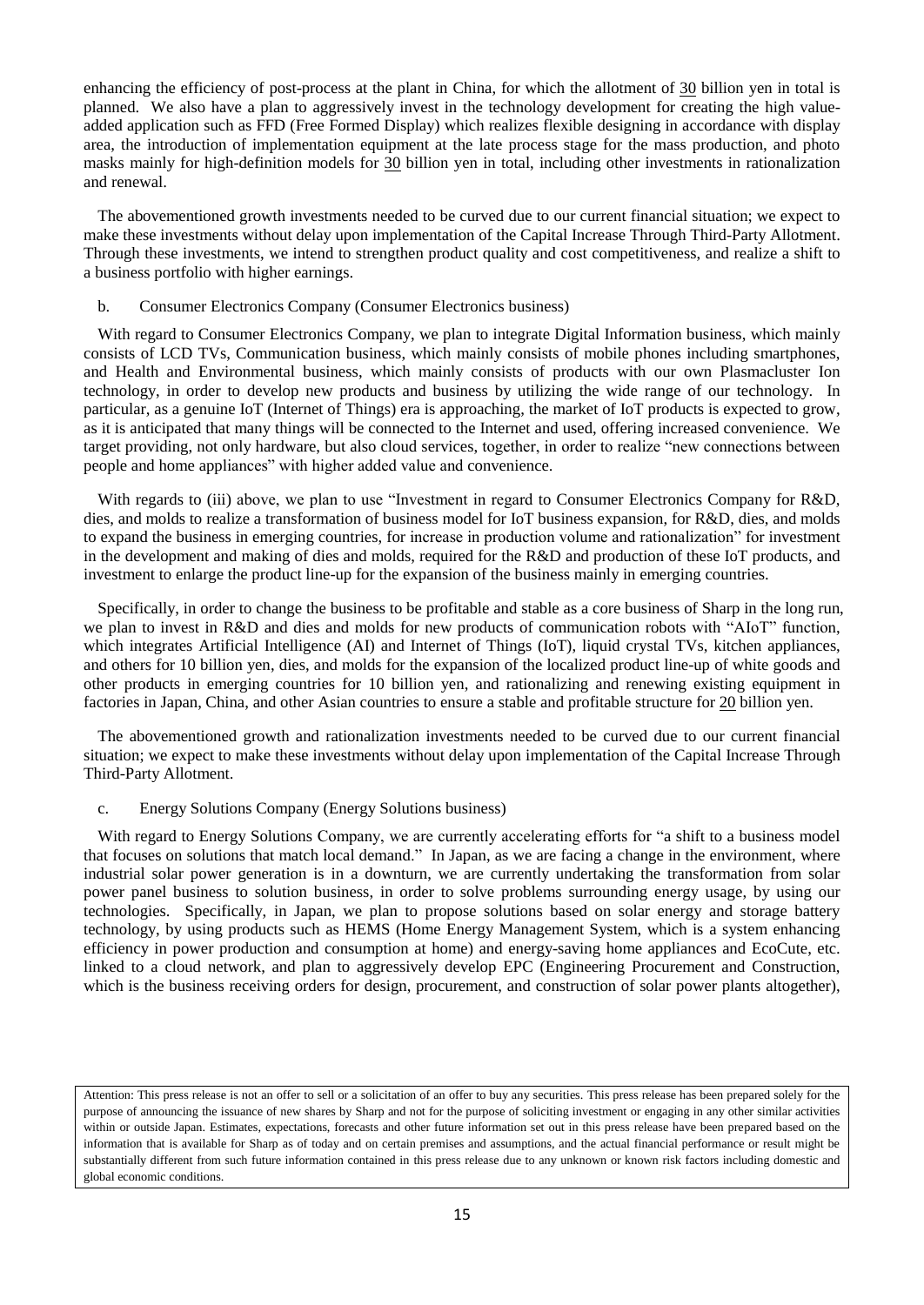enhancing the efficiency of post-process at the plant in China, for which the allotment of 30 billion yen in total is planned. We also have a plan to aggressively invest in the technology development for creating the high value-added application such as FFD (Free Formed Display) which realizes flexible designing in accordance with display area, the introduction of implementation equipment at the late process stage for the mass production, and photo masks mainly for high-definition models for 30 billion yen in total, including other investments in rationalization and renewal.

The abovementioned growth investments needed to be curved due to our current financial situation; we expect to make these investments without delay upon implementation of the Capital Increase Through Third-Party Allotment. Through these investments, we intend to strengthen product quality and cost competitiveness, and realize a shift to a business portfolio with higher earnings.

b. Consumer Electronics Company (Consumer Electronics business)

With regard to Consumer Electronics Company, we plan to integrate Digital Information business, which mainly consists of LCD TVs, Communication business, which mainly consists of mobile phones including smartphones, and Health and Environmental business, which mainly consists of products with our own Plasmacluster Ion technology, in order to develop new products and business by utilizing the wide range of our technology. In particular, as a genuine IoT (Internet of Things) era is approaching, the market of IoT products is expected to grow, as it is anticipated that many things will be connected to the Internet and used, offering increased convenience. We target providing, not only hardware, but also cloud services, together, in order to realize "new connections between people and home appliances" with higher added value and convenience.

With regards to (iii) above, we plan to use "Investment in regard to Consumer Electronics Company for R&D, dies, and molds to realize a transformation of business model for IoT business expansion, for R&D, dies, and molds to expand the business in emerging countries, for increase in production volume and rationalization" for investment in the development and making of dies and molds, required for the R&D and production of these IoT products, and investment to enlarge the product line-up for the expansion of the business mainly in emerging countries.

Specifically, in order to change the business to be profitable and stable as a core business of Sharp in the long run, we plan to invest in R&D and dies and molds for new products of communication robots with "AIoT" function, which integrates Artificial Intelligence (AI) and Internet of Things (IoT), liquid crystal TVs, kitchen appliances, and others for 10 billion yen, dies, and molds for the expansion of the localized product line-up of white goods and other products in emerging countries for 10 billion yen, and rationalizing and renewing existing equipment in factories in Japan, China, and other Asian countries to ensure a stable and profitable structure for 20 billion yen.

The abovementioned growth and rationalization investments needed to be curved due to our current financial situation; we expect to make these investments without delay upon implementation of the Capital Increase Through Third-Party Allotment.

c. Energy Solutions Company (Energy Solutions business)

With regard to Energy Solutions Company, we are currently accelerating efforts for "a shift to a business model that focuses on solutions that match local demand." In Japan, as we are facing a change in the environment, where industrial solar power generation is in a downturn, we are currently undertaking the transformation from solar power panel business to solution business, in order to solve problems surrounding energy usage, by using our technologies. Specifically, in Japan, we plan to propose solutions based on solar energy and storage battery technology, by using products such as HEMS (Home Energy Management System, which is a system enhancing efficiency in power production and consumption at home) and energy-saving home appliances and EcoCute, etc. linked to a cloud network, and plan to aggressively develop EPC (Engineering Procurement and Construction, which is the business receiving orders for design, procurement, and construction of solar power plants altogether),

Attention: This press release is not an offer to sell or a solicitation of an offer to buy any securities. This press release has been prepared solely for the purpose of announcing the issuance of new shares by Sharp and not for the purpose of soliciting investment or engaging in any other similar activities within or outside Japan. Estimates, expectations, forecasts and other future information set out in this press release have been prepared based on the information that is available for Sharp as of today and on certain premises and assumptions, and the actual financial performance or result might be substantially different from such future information contained in this press release due to any unknown or known risk factors including domestic and global economic conditions.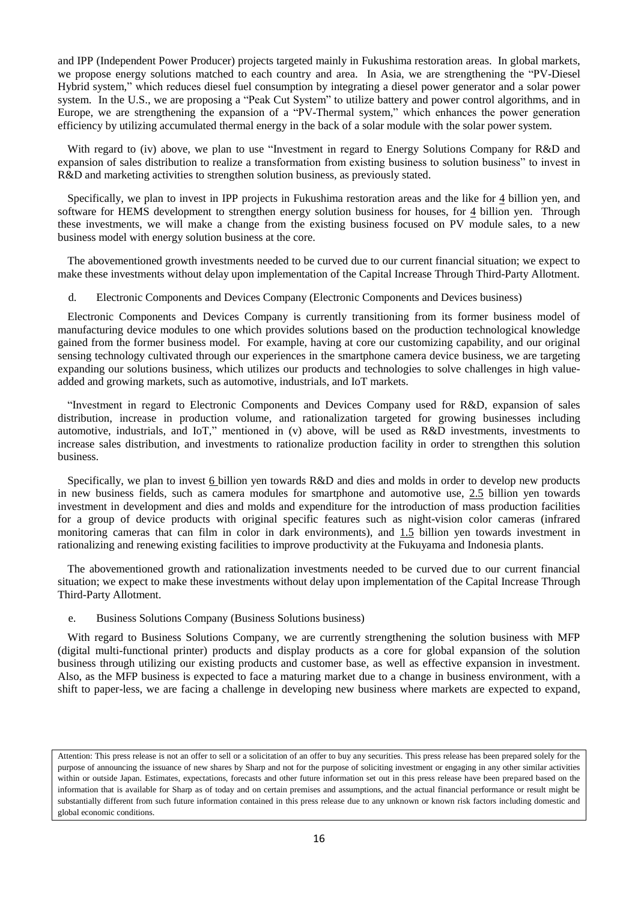and IPP (Independent Power Producer) projects targeted mainly in Fukushima restoration areas. In global markets, we propose energy solutions matched to each country and area. In Asia, we are strengthening the "PV-Diesel Hybrid system," which reduces diesel fuel consumption by integrating a diesel power generator and a solar power system. In the U.S., we are proposing a "Peak Cut System" to utilize battery and power control algorithms, and in Europe, we are strengthening the expansion of a "PV-Thermal system," which enhances the power generation efficiency by utilizing accumulated thermal energy in the back of a solar module with the solar power system.

With regard to (iv) above, we plan to use "Investment in regard to Energy Solutions Company for R&D and expansion of sales distribution to realize a transformation from existing business to solution business" to invest in R&D and marketing activities to strengthen solution business, as previously stated.

Specifically, we plan to invest in IPP projects in Fukushima restoration areas and the like for 4 billion yen, and software for HEMS development to strengthen energy solution business for houses, for 4 billion yen. Through these investments, we will make a change from the existing business focused on PV module sales, to a new business model with energy solution business at the core.

The abovementioned growth investments needed to be curved due to our current financial situation; we expect to make these investments without delay upon implementation of the Capital Increase Through Third-Party Allotment.

d. Electronic Components and Devices Company (Electronic Components and Devices business)

Electronic Components and Devices Company is currently transitioning from its former business model of manufacturing device modules to one which provides solutions based on the production technological knowledge gained from the former business model. For example, having at core our customizing capability, and our original sensing technology cultivated through our experiences in the smartphone camera device business, we are targeting expanding our solutions business, which utilizes our products and technologies to solve challenges in high value-added and growing markets, such as automotive, industrials, and IoT markets.

"Investment in regard to Electronic Components and Devices Company used for R&D, expansion of sales distribution, increase in production volume, and rationalization targeted for growing businesses including automotive, industrials, and IoT," mentioned in (v) above, will be used as R&D investments, investments to increase sales distribution, and investments to rationalize production facility in order to strengthen this solution business.

Specifically, we plan to invest 6 billion yen towards R&D and dies and molds in order to develop new products in new business fields, such as camera modules for smartphone and automotive use, 2.5 billion yen towards investment in development and dies and molds and expenditure for the introduction of mass production facilities for a group of device products with original specific features such as night-vision color cameras (infrared monitoring cameras that can film in color in dark environments), and 1.5 billion yen towards investment in rationalizing and renewing existing facilities to improve productivity at the Fukuyama and Indonesia plants.

The abovementioned growth and rationalization investments needed to be curved due to our current financial situation; we expect to make these investments without delay upon implementation of the Capital Increase Through Third-Party Allotment.

e. Business Solutions Company (Business Solutions business)

With regard to Business Solutions Company, we are currently strengthening the solution business with MFP (digital multi-functional printer) products and display products as a core for global expansion of the solution business through utilizing our existing products and customer base, as well as effective expansion in investment. Also, as the MFP business is expected to face a maturing market due to a change in business environment, with a shift to paper-less, we are facing a challenge in developing new business where markets are expected to expand,

Attention: This press release is not an offer to sell or a solicitation of an offer to buy any securities. This press release has been prepared solely for the purpose of announcing the issuance of new shares by Sharp and not for the purpose of soliciting investment or engaging in any other similar activities within or outside Japan. Estimates, expectations, forecasts and other future information set out in this press release have been prepared based on the information that is available for Sharp as of today and on certain premises and assumptions, and the actual financial performance or result might be substantially different from such future information contained in this press release due to any unknown or known risk factors including domestic and global economic conditions.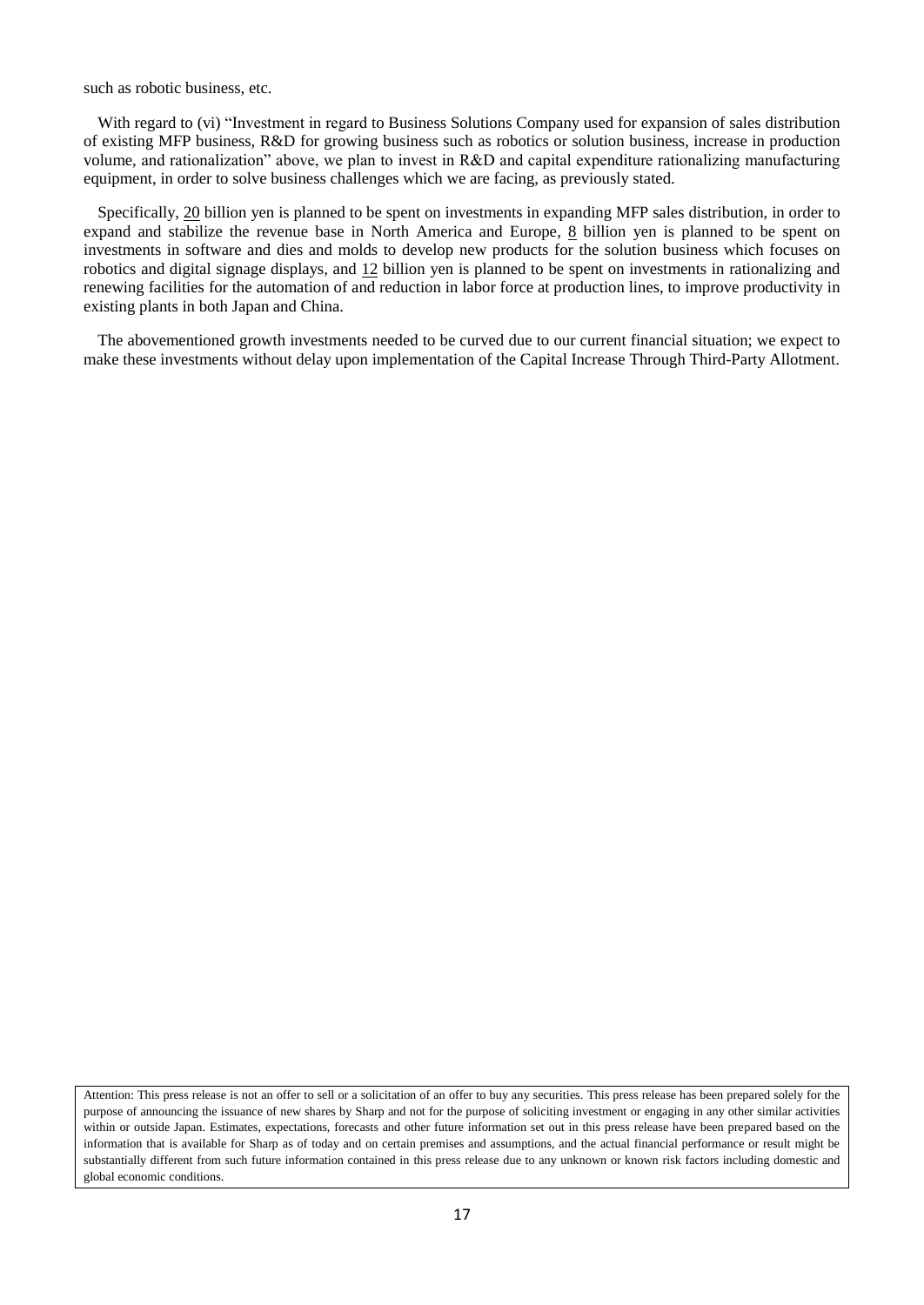such as robotic business, etc.

With regard to (vi) "Investment in regard to Business Solutions Company used for expansion of sales distribution of existing MFP business, R&D for growing business such as robotics or solution business, increase in production volume, and rationalization" above, we plan to invest in R&D and capital expenditure rationalizing manufacturing equipment, in order to solve business challenges which we are facing, as previously stated.

Specifically, 20 billion yen is planned to be spent on investments in expanding MFP sales distribution, in order to expand and stabilize the revenue base in North America and Europe, 8 billion yen is planned to be spent on investments in software and dies and molds to develop new products for the solution business which focuses on robotics and digital signage displays, and 12 billion yen is planned to be spent on investments in rationalizing and renewing facilities for the automation of and reduction in labor force at production lines, to improve productivity in existing plants in both Japan and China.

The abovementioned growth investments needed to be curved due to our current financial situation; we expect to make these investments without delay upon implementation of the Capital Increase Through Third-Party Allotment.

Attention: This press release is not an offer to sell or a solicitation of an offer to buy any securities. This press release has been prepared solely for the purpose of announcing the issuance of new shares by Sharp and not for the purpose of soliciting investment or engaging in any other similar activities within or outside Japan. Estimates, expectations, forecasts and other future information set out in this press release have been prepared based on the information that is available for Sharp as of today and on certain premises and assumptions, and the actual financial performance or result might be substantially different from such future information contained in this press release due to any unknown or known risk factors including domestic and global economic conditions.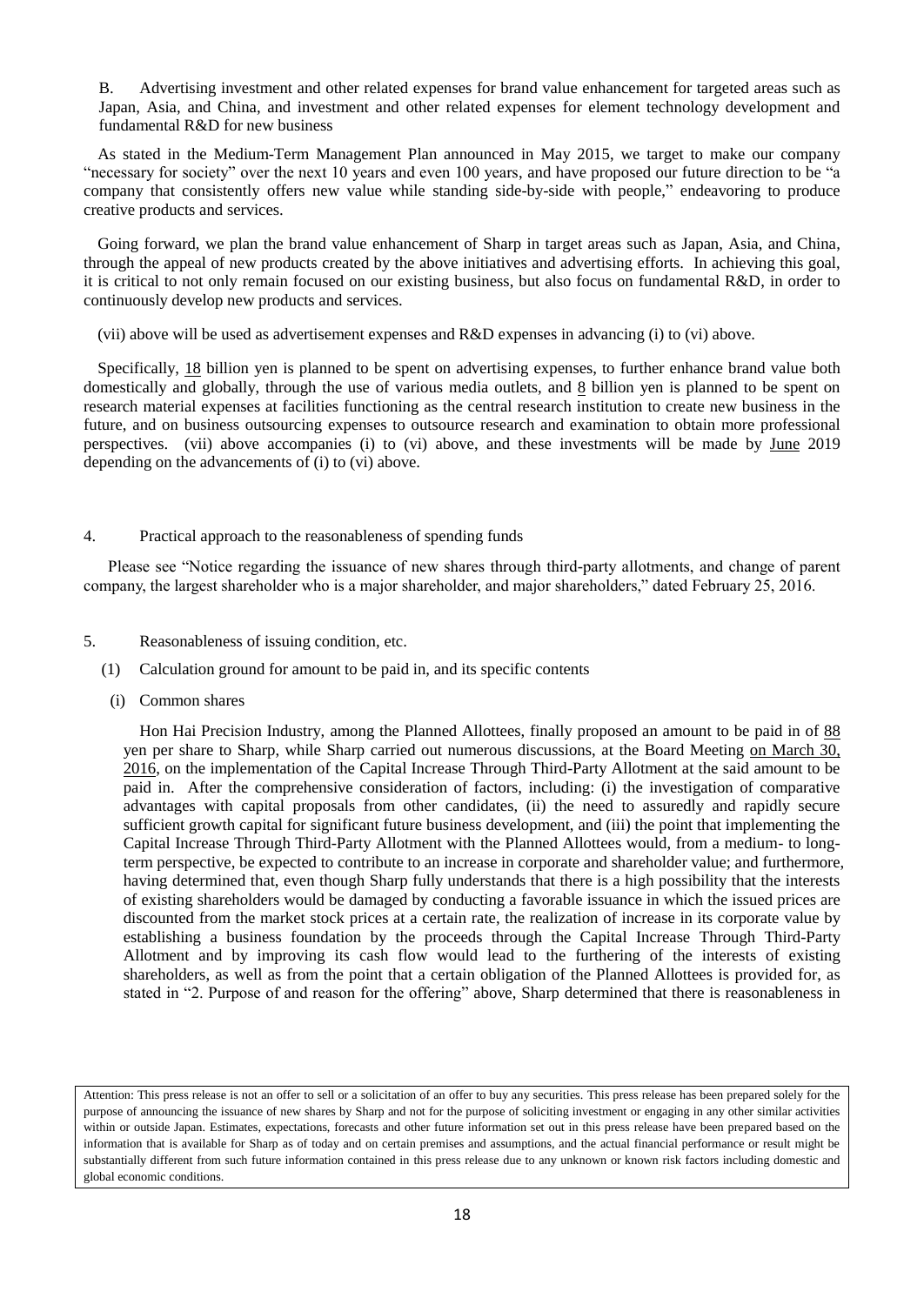B. Advertising investment and other related expenses for brand value enhancement for targeted areas such as Japan, Asia, and China, and investment and other related expenses for element technology development and fundamental R&D for new business

As stated in the Medium-Term Management Plan announced in May 2015, we target to make our company "necessary for society" over the next 10 years and even 100 years, and have proposed our future direction to be "a company that consistently offers new value while standing side-by-side with people," endeavoring to produce creative products and services.

Going forward, we plan the brand value enhancement of Sharp in target areas such as Japan, Asia, and China, through the appeal of new products created by the above initiatives and advertising efforts. In achieving this goal, it is critical to not only remain focused on our existing business, but also focus on fundamental R&D, in order to continuously develop new products and services.

(vii) above will be used as advertisement expenses and R&D expenses in advancing (i) to (vi) above.

Specifically, 18 billion yen is planned to be spent on advertising expenses, to further enhance brand value both domestically and globally, through the use of various media outlets, and 8 billion yen is planned to be spent on research material expenses at facilities functioning as the central research institution to create new business in the future, and on business outsourcing expenses to outsource research and examination to obtain more professional perspectives. (vii) above accompanies (i) to (vi) above, and these investments will be made by June 2019 depending on the advancements of (i) to (vi) above.

## 4. Practical approach to the reasonableness of spending funds

Please see "Notice regarding the issuance of new shares through third-party allotments, and change of parent company, the largest shareholder who is a major shareholder, and major shareholders," dated February 25, 2016.

## 5. Reasonableness of issuing condition, etc.

### (1) Calculation ground for amount to be paid in, and its specific contents

#### (i) Common shares

Hon Hai Precision Industry, among the Planned Allottees, finally proposed an amount to be paid in of 88 yen per share to Sharp, while Sharp carried out numerous discussions, at the Board Meeting on March 30, 2016, on the implementation of the Capital Increase Through Third-Party Allotment at the said amount to be paid in. After the comprehensive consideration of factors, including: (i) the investigation of comparative advantages with capital proposals from other candidates, (ii) the need to assuredly and rapidly secure sufficient growth capital for significant future business development, and (iii) the point that implementing the Capital Increase Through Third-Party Allotment with the Planned Allottees would, from a medium- to long-term perspective, be expected to contribute to an increase in corporate and shareholder value; and furthermore, having determined that, even though Sharp fully understands that there is a high possibility that the interests of existing shareholders would be damaged by conducting a favorable issuance in which the issued prices are discounted from the market stock prices at a certain rate, the realization of increase in its corporate value by establishing a business foundation by the proceeds through the Capital Increase Through Third-Party Allotment and by improving its cash flow would lead to the furthering of the interests of existing shareholders, as well as from the point that a certain obligation of the Planned Allottees is provided for, as stated in "2. Purpose of and reason for the offering" above, Sharp determined that there is reasonableness in

Attention: This press release is not an offer to sell or a solicitation of an offer to buy any securities. This press release has been prepared solely for the purpose of announcing the issuance of new shares by Sharp and not for the purpose of soliciting investment or engaging in any other similar activities within or outside Japan. Estimates, expectations, forecasts and other future information set out in this press release have been prepared based on the information that is available for Sharp as of today and on certain premises and assumptions, and the actual financial performance or result might be substantially different from such future information contained in this press release due to any unknown or known risk factors including domestic and global economic conditions.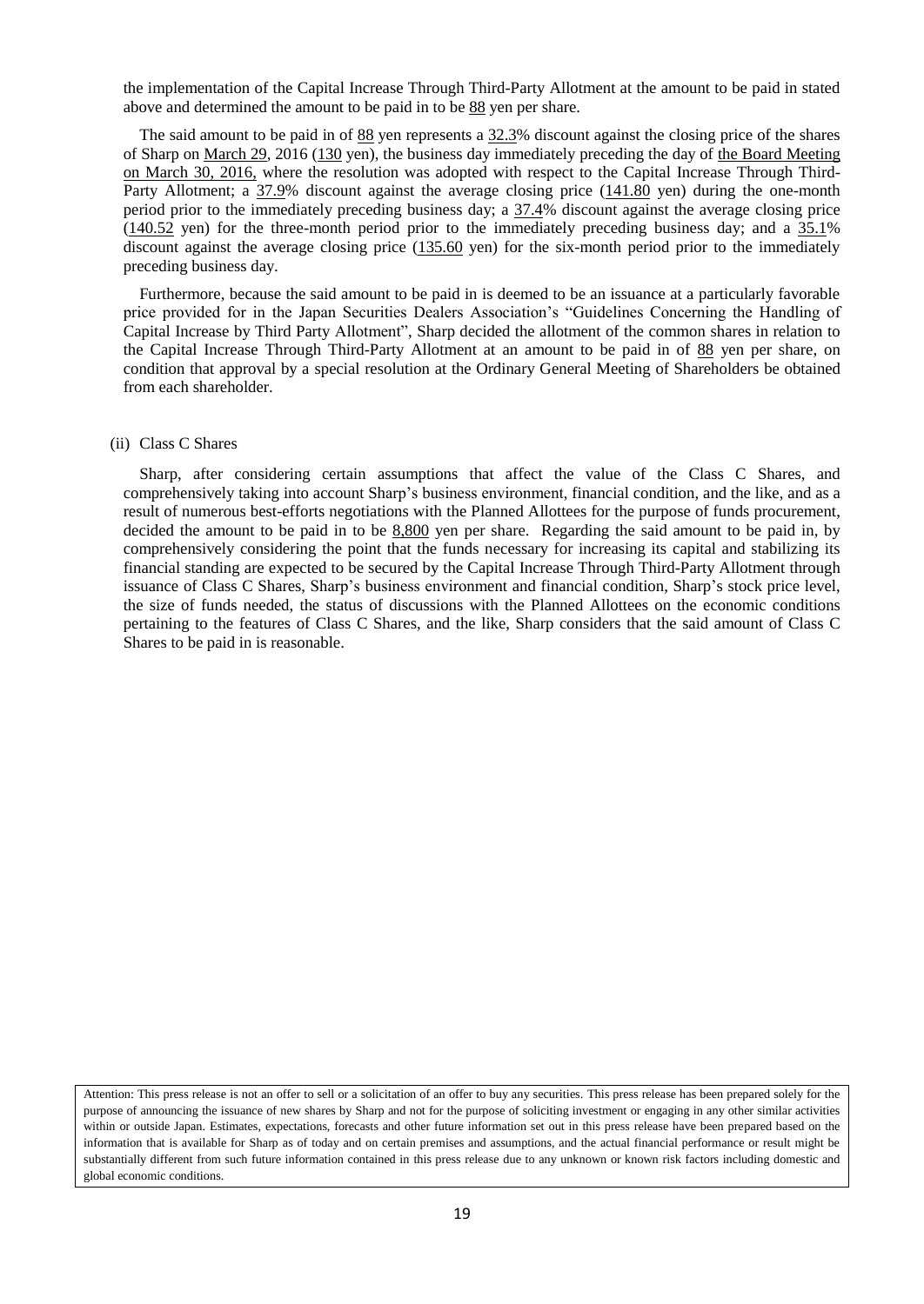the implementation of the Capital Increase Through Third-Party Allotment at the amount to be paid in stated above and determined the amount to be paid in to be 88 yen per share.

The said amount to be paid in of 88 yen represents a 32.3% discount against the closing price of the shares of Sharp on March 29, 2016 (130 yen), the business day immediately preceding the day of the Board Meeting on March 30, 2016, where the resolution was adopted with respect to the Capital Increase Through Third-Party Allotment; a 37.9% discount against the average closing price (141.80 yen) during the one-month period prior to the immediately preceding business day; a 37.4% discount against the average closing price (140.52 yen) for the three-month period prior to the immediately preceding business day; and a 35.1% discount against the average closing price (135.60 yen) for the six-month period prior to the immediately preceding business day.

Furthermore, because the said amount to be paid in is deemed to be an issuance at a particularly favorable price provided for in the Japan Securities Dealers Association's "Guidelines Concerning the Handling of Capital Increase by Third Party Allotment", Sharp decided the allotment of the common shares in relation to the Capital Increase Through Third-Party Allotment at an amount to be paid in of 88 yen per share, on condition that approval by a special resolution at the Ordinary General Meeting of Shareholders be obtained from each shareholder.

(ii) Class C Shares

Sharp, after considering certain assumptions that affect the value of the Class C Shares, and comprehensively taking into account Sharp's business environment, financial condition, and the like, and as a result of numerous best-efforts negotiations with the Planned Allottees for the purpose of funds procurement, decided the amount to be paid in to be 8,800 yen per share. Regarding the said amount to be paid in, by comprehensively considering the point that the funds necessary for increasing its capital and stabilizing its financial standing are expected to be secured by the Capital Increase Through Third-Party Allotment through issuance of Class C Shares, Sharp's business environment and financial condition, Sharp's stock price level, the size of funds needed, the status of discussions with the Planned Allottees on the economic conditions pertaining to the features of Class C Shares, and the like, Sharp considers that the said amount of Class C Shares to be paid in is reasonable.

Attention: This press release is not an offer to sell or a solicitation of an offer to buy any securities. This press release has been prepared solely for the purpose of announcing the issuance of new shares by Sharp and not for the purpose of soliciting investment or engaging in any other similar activities within or outside Japan. Estimates, expectations, forecasts and other future information set out in this press release have been prepared based on the information that is available for Sharp as of today and on certain premises and assumptions, and the actual financial performance or result might be substantially different from such future information contained in this press release due to any unknown or known risk factors including domestic and global economic conditions.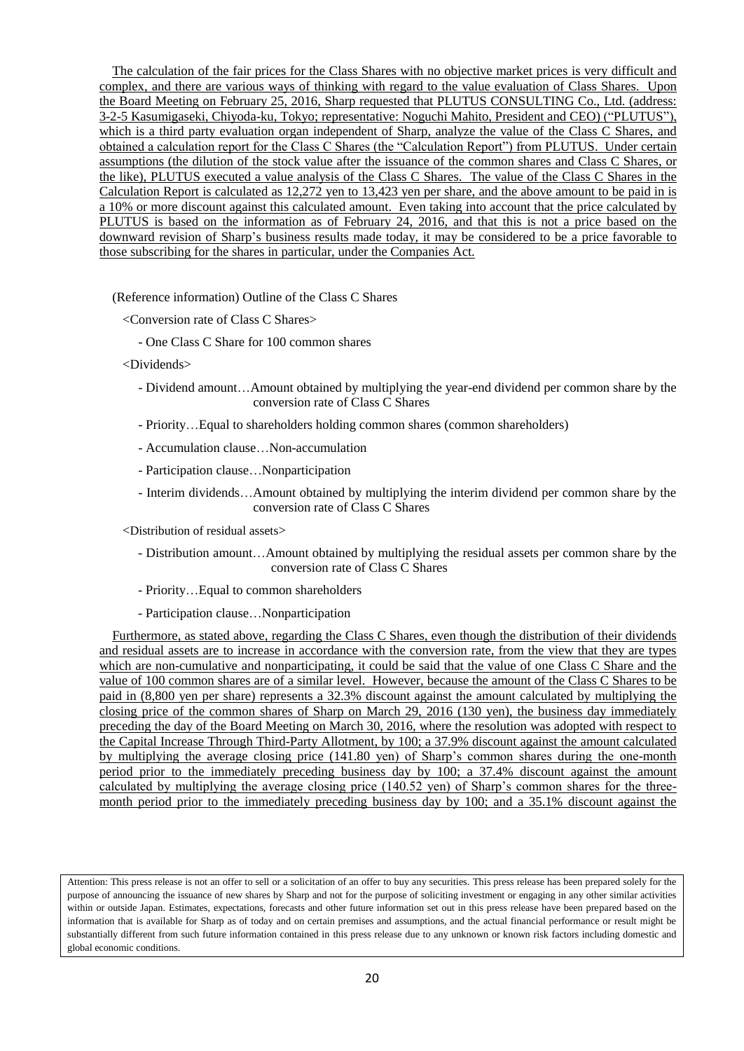The calculation of the fair prices for the Class Shares with no objective market prices is very difficult and complex, and there are various ways of thinking with regard to the value evaluation of Class Shares. Upon the Board Meeting on February 25, 2016, Sharp requested that PLUTUS CONSULTING Co., Ltd. (address: 3-2-5 Kasumigaseki, Chiyoda-ku, Tokyo; representative: Noguchi Mahito, President and CEO) ("PLUTUS"), which is a third party evaluation organ independent of Sharp, analyze the value of the Class C Shares, and obtained a calculation report for the Class C Shares (the "Calculation Report") from PLUTUS. Under certain assumptions (the dilution of the stock value after the issuance of the common shares and Class C Shares, or the like), PLUTUS executed a value analysis of the Class C Shares. The value of the Class C Shares in the Calculation Report is calculated as 12,272 yen to 13,423 yen per share, and the above amount to be paid in is a 10% or more discount against this calculated amount. Even taking into account that the price calculated by PLUTUS is based on the information as of February 24, 2016, and that this is not a price based on the downward revision of Sharp's business results made today, it may be considered to be a price favorable to those subscribing for the shares in particular, under the Companies Act.

(Reference information) Outline of the Class C Shares

<Conversion rate of Class C Shares>

- One Class C Share for 100 common shares

<Dividends>

- Dividend amount…Amount obtained by multiplying the year-end dividend per common share by the conversion rate of Class C Shares
- Priority…Equal to shareholders holding common shares (common shareholders)
- Accumulation clause…Non-accumulation
- Participation clause…Nonparticipation
- Interim dividends…Amount obtained by multiplying the interim dividend per common share by the conversion rate of Class C Shares

<Distribution of residual assets>

- Distribution amount…Amount obtained by multiplying the residual assets per common share by the conversion rate of Class C Shares
- Priority…Equal to common shareholders
- Participation clause…Nonparticipation

Furthermore, as stated above, regarding the Class C Shares, even though the distribution of their dividends and residual assets are to increase in accordance with the conversion rate, from the view that they are types which are non-cumulative and nonparticipating, it could be said that the value of one Class C Share and the value of 100 common shares are of a similar level. However, because the amount of the Class C Shares to be paid in (8,800 yen per share) represents a 32.3% discount against the amount calculated by multiplying the closing price of the common shares of Sharp on March 29, 2016 (130 yen), the business day immediately preceding the day of the Board Meeting on March 30, 2016, where the resolution was adopted with respect to the Capital Increase Through Third-Party Allotment, by 100; a 37.9% discount against the amount calculated by multiplying the average closing price (141.80 yen) of Sharp's common shares during the one-month period prior to the immediately preceding business day by 100; a 37.4% discount against the amount calculated by multiplying the average closing price (140.52 yen) of Sharp's common shares for the three-month period prior to the immediately preceding business day by 100; and a 35.1% discount against the

Attention: This press release is not an offer to sell or a solicitation of an offer to buy any securities. This press release has been prepared solely for the purpose of announcing the issuance of new shares by Sharp and not for the purpose of soliciting investment or engaging in any other similar activities within or outside Japan. Estimates, expectations, forecasts and other future information set out in this press release have been prepared based on the information that is available for Sharp as of today and on certain premises and assumptions, and the actual financial performance or result might be substantially different from such future information contained in this press release due to any unknown or known risk factors including domestic and global economic conditions.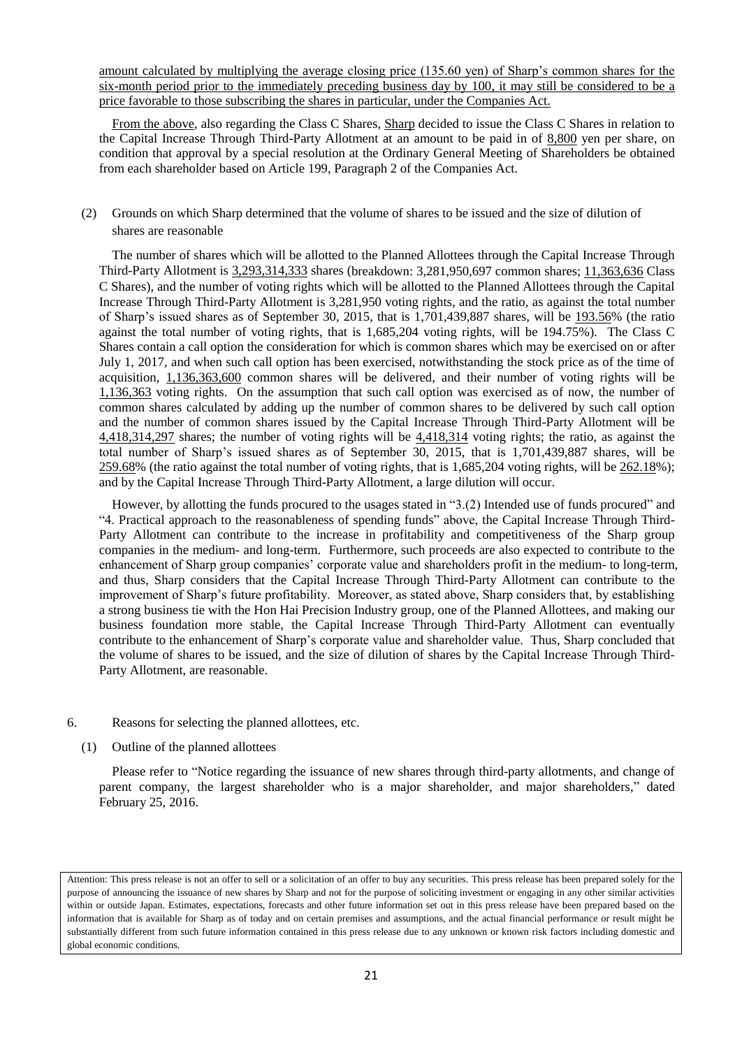amount calculated by multiplying the average closing price (135.60 yen) of Sharp's common shares for the six-month period prior to the immediately preceding business day by 100, it may still be considered to be a price favorable to those subscribing the shares in particular, under the Companies Act.

From the above, also regarding the Class C Shares, Sharp decided to issue the Class C Shares in relation to the Capital Increase Through Third-Party Allotment at an amount to be paid in of 8,800 yen per share, on condition that approval by a special resolution at the Ordinary General Meeting of Shareholders be obtained from each shareholder based on Article 199, Paragraph 2 of the Companies Act.

(2) Grounds on which Sharp determined that the volume of shares to be issued and the size of dilution of shares are reasonable

The number of shares which will be allotted to the Planned Allottees through the Capital Increase Through Third-Party Allotment is 3,293,314,333 shares (breakdown: 3,281,950,697 common shares; 11,363,636 Class C Shares), and the number of voting rights which will be allotted to the Planned Allottees through the Capital Increase Through Third-Party Allotment is 3,281,950 voting rights, and the ratio, as against the total number of Sharp's issued shares as of September 30, 2015, that is 1,701,439,887 shares, will be 193.56% (the ratio against the total number of voting rights, that is 1,685,204 voting rights, will be 194.75%). The Class C Shares contain a call option the consideration for which is common shares which may be exercised on or after July 1, 2017, and when such call option has been exercised, notwithstanding the stock price as of the time of acquisition, 1,136,363,600 common shares will be delivered, and their number of voting rights will be 1,136,363 voting rights. On the assumption that such call option was exercised as of now, the number of common shares calculated by adding up the number of common shares to be delivered by such call option and the number of common shares issued by the Capital Increase Through Third-Party Allotment will be 4,418,314,297 shares; the number of voting rights will be 4,418,314 voting rights; the ratio, as against the total number of Sharp's issued shares as of September 30, 2015, that is 1,701,439,887 shares, will be 259.68% (the ratio against the total number of voting rights, that is 1,685,204 voting rights, will be 262.18%); and by the Capital Increase Through Third-Party Allotment, a large dilution will occur.

However, by allotting the funds procured to the usages stated in "3.(2) Intended use of funds procured" and "4. Practical approach to the reasonableness of spending funds" above, the Capital Increase Through Third-Party Allotment can contribute to the increase in profitability and competitiveness of the Sharp group companies in the medium- and long-term. Furthermore, such proceeds are also expected to contribute to the enhancement of Sharp group companies' corporate value and shareholders profit in the medium- to long-term, and thus, Sharp considers that the Capital Increase Through Third-Party Allotment can contribute to the improvement of Sharp's future profitability. Moreover, as stated above, Sharp considers that, by establishing a strong business tie with the Hon Hai Precision Industry group, one of the Planned Allottees, and making our business foundation more stable, the Capital Increase Through Third-Party Allotment can eventually contribute to the enhancement of Sharp's corporate value and shareholder value. Thus, Sharp concluded that the volume of shares to be issued, and the size of dilution of shares by the Capital Increase Through Third-Party Allotment, are reasonable.

## 6. Reasons for selecting the planned allottees, etc.

### (1) Outline of the planned allottees

Please refer to "Notice regarding the issuance of new shares through third-party allotments, and change of parent company, the largest shareholder who is a major shareholder, and major shareholders," dated February 25, 2016.

Attention: This press release is not an offer to sell or a solicitation of an offer to buy any securities. This press release has been prepared solely for the purpose of announcing the issuance of new shares by Sharp and not for the purpose of soliciting investment or engaging in any other similar activities within or outside Japan. Estimates, expectations, forecasts and other future information set out in this press release have been prepared based on the information that is available for Sharp as of today and on certain premises and assumptions, and the actual financial performance or result might be substantially different from such future information contained in this press release due to any unknown or known risk factors including domestic and global economic conditions.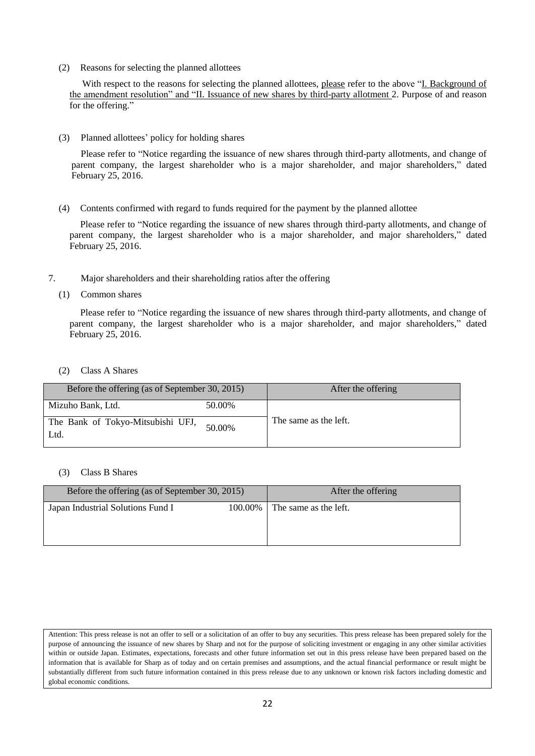(2) Reasons for selecting the planned allottees

With respect to the reasons for selecting the planned allottees, please refer to the above "I. Background of the amendment resolution" and "II. Issuance of new shares by third-party allotment 2. Purpose of and reason for the offering."

(3) Planned allottees' policy for holding shares

Please refer to "Notice regarding the issuance of new shares through third-party allotments, and change of parent company, the largest shareholder who is a major shareholder, and major shareholders," dated February 25, 2016.

(4) Contents confirmed with regard to funds required for the payment by the planned allottee

Please refer to "Notice regarding the issuance of new shares through third-party allotments, and change of parent company, the largest shareholder who is a major shareholder, and major shareholders," dated February 25, 2016.

7. Major shareholders and their shareholding ratios after the offering

(1) Common shares

Please refer to "Notice regarding the issuance of new shares through third-party allotments, and change of parent company, the largest shareholder who is a major shareholder, and major shareholders," dated February 25, 2016.

(2) Class A Shares

| Before the offering (as of September 30, 2015) | | After the offering |
|---|---|---|
| Mizuho Bank, Ltd. | 50.00% | The same as the left. |
| The Bank of Tokyo-Mitsubishi UFJ, Ltd. | 50.00% | |

(3) Class B Shares

| Before the offering (as of September 30, 2015) | | After the offering |
|---|---|---|
| Japan Industrial Solutions Fund I | 100.00% | The same as the left. |

Attention: This press release is not an offer to sell or a solicitation of an offer to buy any securities. This press release has been prepared solely for the purpose of announcing the issuance of new shares by Sharp and not for the purpose of soliciting investment or engaging in any other similar activities within or outside Japan. Estimates, expectations, forecasts and other future information set out in this press release have been prepared based on the information that is available for Sharp as of today and on certain premises and assumptions, and the actual financial performance or result might be substantially different from such future information contained in this press release due to any unknown or known risk factors including domestic and global economic conditions.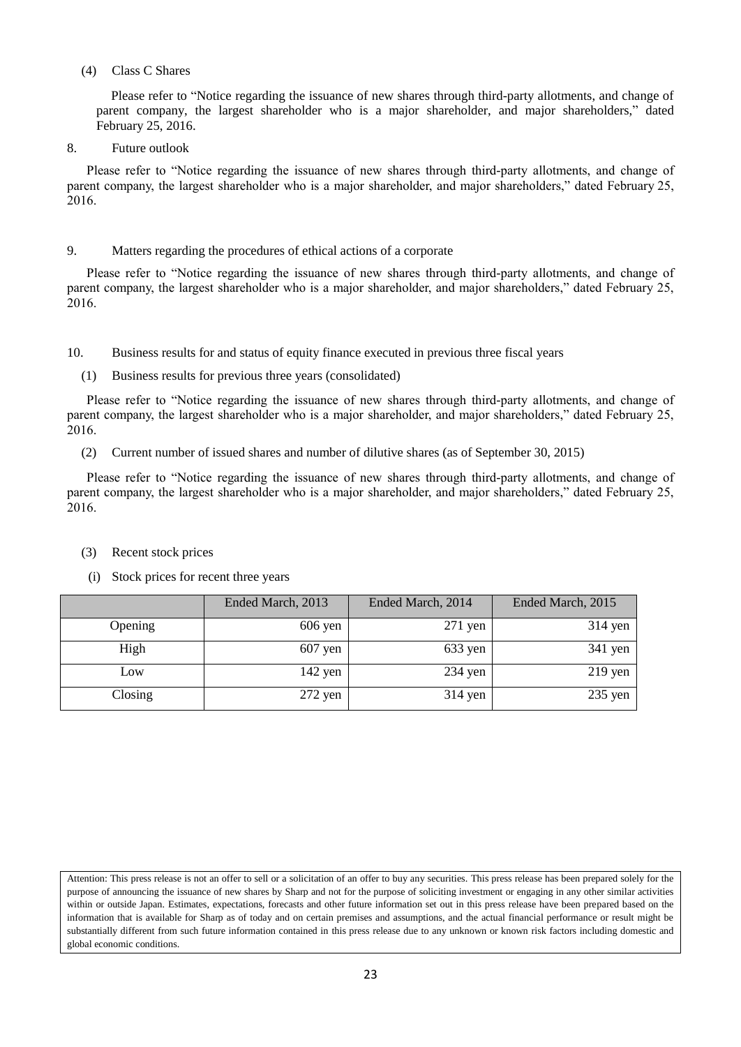(4) Class C Shares

Please refer to "Notice regarding the issuance of new shares through third-party allotments, and change of parent company, the largest shareholder who is a major shareholder, and major shareholders," dated February 25, 2016.

8. Future outlook

Please refer to "Notice regarding the issuance of new shares through third-party allotments, and change of parent company, the largest shareholder who is a major shareholder, and major shareholders," dated February 25, 2016.

9. Matters regarding the procedures of ethical actions of a corporate

Please refer to "Notice regarding the issuance of new shares through third-party allotments, and change of parent company, the largest shareholder who is a major shareholder, and major shareholders," dated February 25, 2016.

10. Business results for and status of equity finance executed in previous three fiscal years

(1) Business results for previous three years (consolidated)

Please refer to "Notice regarding the issuance of new shares through third-party allotments, and change of parent company, the largest shareholder who is a major shareholder, and major shareholders," dated February 25, 2016.

(2) Current number of issued shares and number of dilutive shares (as of September 30, 2015)

Please refer to "Notice regarding the issuance of new shares through third-party allotments, and change of parent company, the largest shareholder who is a major shareholder, and major shareholders," dated February 25, 2016.

(3) Recent stock prices

(i) Stock prices for recent three years

| | Ended March, 2013 | Ended March, 2014 | Ended March, 2015 |
|---|---|---|---|
| Opening | 606 yen | 271 yen | 314 yen |
| High | 607 yen | 633 yen | 341 yen |
| Low | 142 yen | 234 yen | 219 yen |
| Closing | 272 yen | 314 yen | 235 yen |

Attention: This press release is not an offer to sell or a solicitation of an offer to buy any securities. This press release has been prepared solely for the purpose of announcing the issuance of new shares by Sharp and not for the purpose of soliciting investment or engaging in any other similar activities within or outside Japan. Estimates, expectations, forecasts and other future information set out in this press release have been prepared based on the information that is available for Sharp as of today and on certain premises and assumptions, and the actual financial performance or result might be substantially different from such future information contained in this press release due to any unknown or known risk factors including domestic and global economic conditions.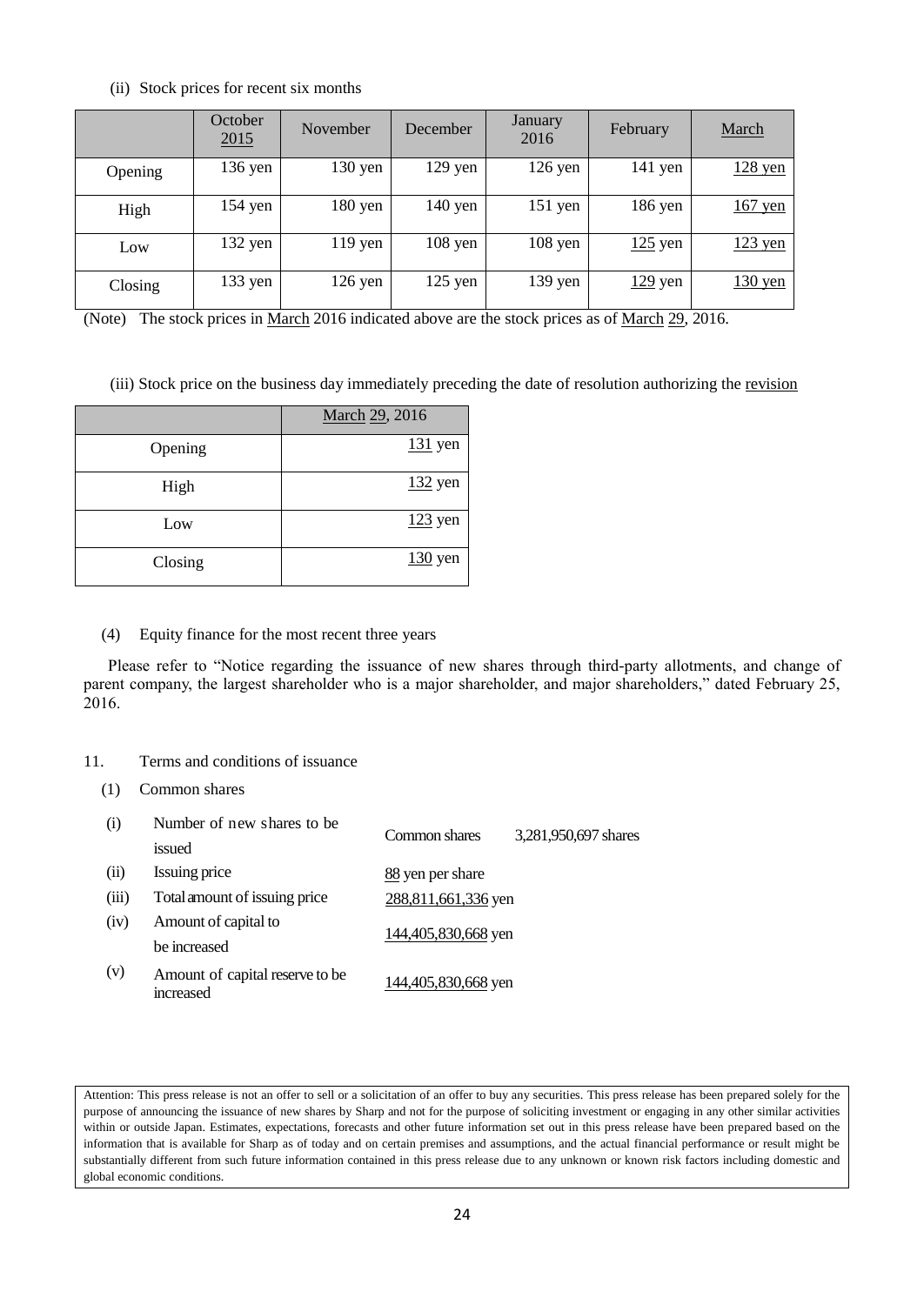(ii) Stock prices for recent six months

| | October 2015 | November | December | January 2016 | February | March |
|---|---|---|---|---|---|---|
| Opening | 136 yen | 130 yen | 129 yen | 126 yen | 141 yen | 128 yen |
| High | 154 yen | 180 yen | 140 yen | 151 yen | 186 yen | 167 yen |
| Low | 132 yen | 119 yen | 108 yen | 108 yen | 125 yen | 123 yen |
| Closing | 133 yen | 126 yen | 125 yen | 139 yen | 129 yen | 130 yen |

(Note) The stock prices in March 2016 indicated above are the stock prices as of March 29, 2016.

(iii) Stock price on the business day immediately preceding the date of resolution authorizing the revision

| | March 29, 2016 |
|---|---|
| Opening | 131 yen |
| High | 132 yen |
| Low | 123 yen |
| Closing | 130 yen |

(4) Equity finance for the most recent three years

Please refer to "Notice regarding the issuance of new shares through third-party allotments, and change of parent company, the largest shareholder who is a major shareholder, and major shareholders," dated February 25, 2016.

11. Terms and conditions of issuance

(1) Common shares

| | | |
|---|---|---|
| (i) | Number of new shares to be issued | Common shares 3,281,950,697 shares |
| (ii) | Issuing price | 88 yen per share |
| (iii) | Total amount of issuing price | 288,811,661,336 yen |
| (iv) | Amount of capital to be increased | 144,405,830,668 yen |
| (v) | Amount of capital reserve to be increased | 144,405,830,668 yen |

Attention: This press release is not an offer to sell or a solicitation of an offer to buy any securities. This press release has been prepared solely for the purpose of announcing the issuance of new shares by Sharp and not for the purpose of soliciting investment or engaging in any other similar activities within or outside Japan. Estimates, expectations, forecasts and other future information set out in this press release have been prepared based on the information that is available for Sharp as of today and on certain premises and assumptions, and the actual financial performance or result might be substantially different from such future information contained in this press release due to any unknown or known risk factors including domestic and global economic conditions.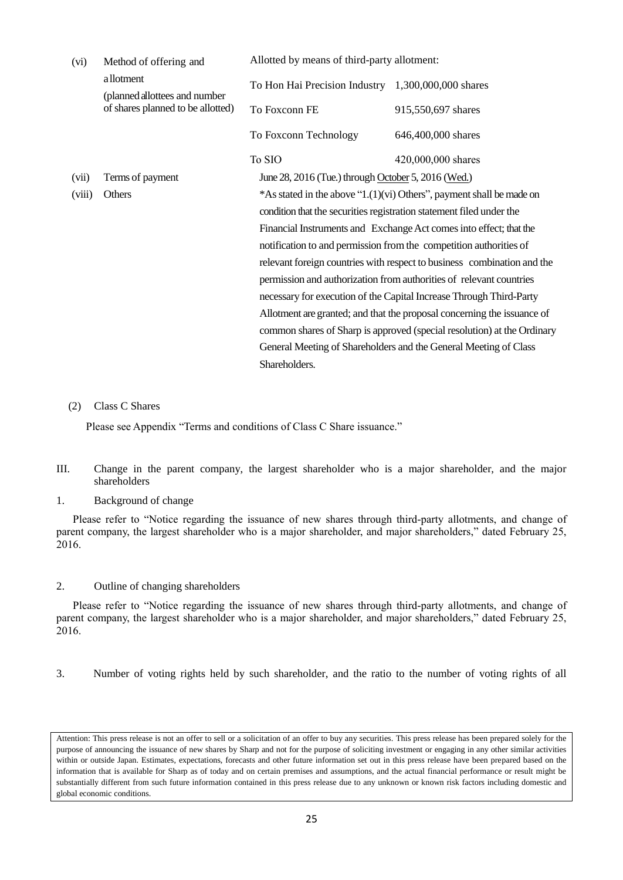| | | | |
|---|---|---|---|
| (vi) | Method of offering and allotment (planned allottees and number of shares planned to be allotted) | Allotted by means of third-party allotment: | |
| | | To Hon Hai Precision Industry | 1,300,000,000 shares |
| | | To Foxconn FE | 915,550,697 shares |
| | | To Foxconn Technology | 646,400,000 shares |
| | | To SIO | 420,000,000 shares |
| (vii) | Terms of payment | June 28, 2016 (Tue.) through October 5, 2016 (Wed.) | |
| (viii) | Others | *As stated in the above "1.(1)(vi) Others", payment shall be made on condition that the securities registration statement filed under the Financial Instruments and Exchange Act comes into effect; that the notification to and permission from the competition authorities of relevant foreign countries with respect to business combination and the permission and authorization from authorities of relevant countries necessary for execution of the Capital Increase Through Third-Party Allotment are granted; and that the proposal concerning the issuance of common shares of Sharp is approved (special resolution) at the Ordinary General Meeting of Shareholders and the General Meeting of Class Shareholders. | |

(2) Class C Shares

Please see Appendix "Terms and conditions of Class C Share issuance."

## III. Change in the parent company, the largest shareholder who is a major shareholder, and the major shareholders

1. Background of change

Please refer to "Notice regarding the issuance of new shares through third-party allotments, and change of parent company, the largest shareholder who is a major shareholder, and major shareholders," dated February 25, 2016.

2. Outline of changing shareholders

Please refer to "Notice regarding the issuance of new shares through third-party allotments, and change of parent company, the largest shareholder who is a major shareholder, and major shareholders," dated February 25, 2016.

3. Number of voting rights held by such shareholder, and the ratio to the number of voting rights of all

Attention: This press release is not an offer to sell or a solicitation of an offer to buy any securities. This press release has been prepared solely for the purpose of announcing the issuance of new shares by Sharp and not for the purpose of soliciting investment or engaging in any other similar activities within or outside Japan. Estimates, expectations, forecasts and other future information set out in this press release have been prepared based on the information that is available for Sharp as of today and on certain premises and assumptions, and the actual financial performance or result might be substantially different from such future information contained in this press release due to any unknown or known risk factors including domestic and global economic conditions.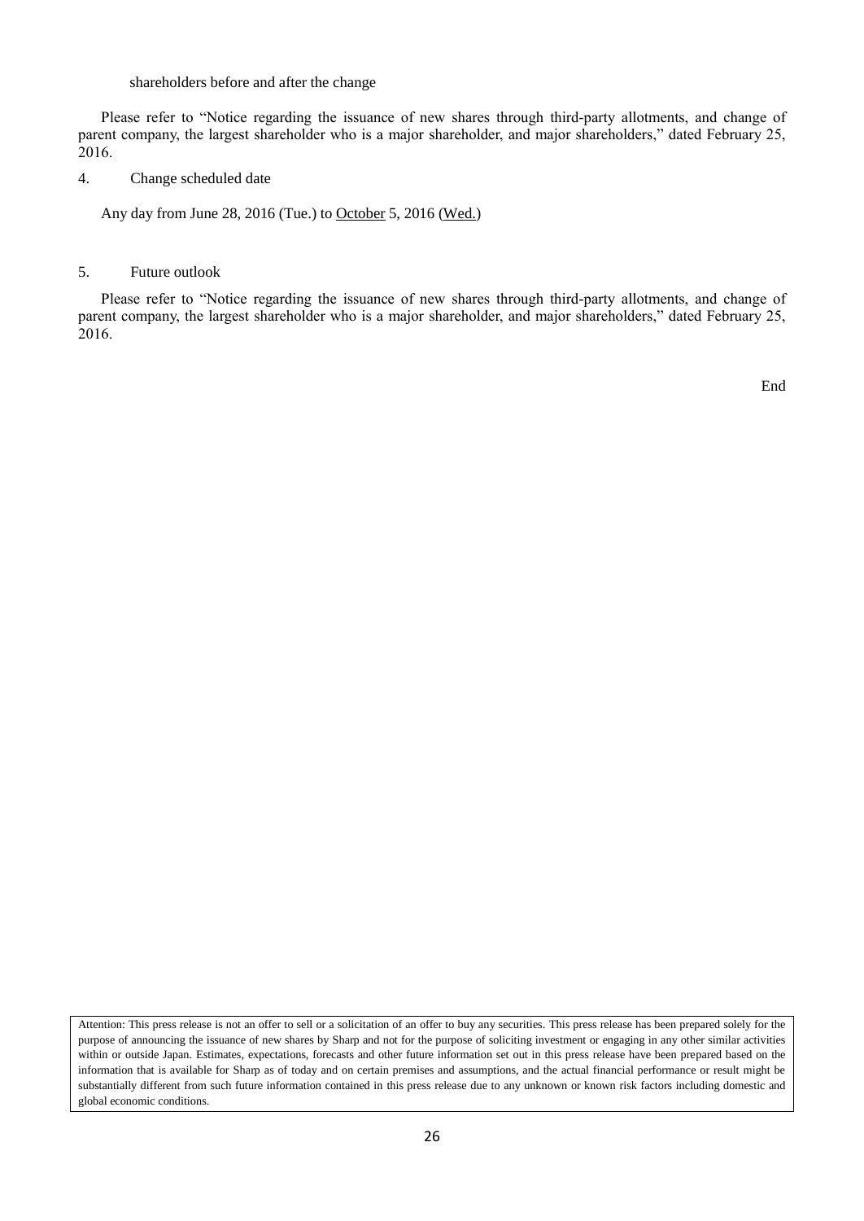shareholders before and after the change

Please refer to "Notice regarding the issuance of new shares through third-party allotments, and change of parent company, the largest shareholder who is a major shareholder, and major shareholders," dated February 25, 2016.

4. Change scheduled date

Any day from June 28, 2016 (Tue.) to October 5, 2016 (Wed.)

5. Future outlook

Please refer to "Notice regarding the issuance of new shares through third-party allotments, and change of parent company, the largest shareholder who is a major shareholder, and major shareholders," dated February 25, 2016.

End

Attention: This press release is not an offer to sell or a solicitation of an offer to buy any securities. This press release has been prepared solely for the purpose of announcing the issuance of new shares by Sharp and not for the purpose of soliciting investment or engaging in any other similar activities within or outside Japan. Estimates, expectations, forecasts and other future information set out in this press release have been prepared based on the information that is available for Sharp as of today and on certain premises and assumptions, and the actual financial performance or result might be substantially different from such future information contained in this press release due to any unknown or known risk factors including domestic and global economic conditions.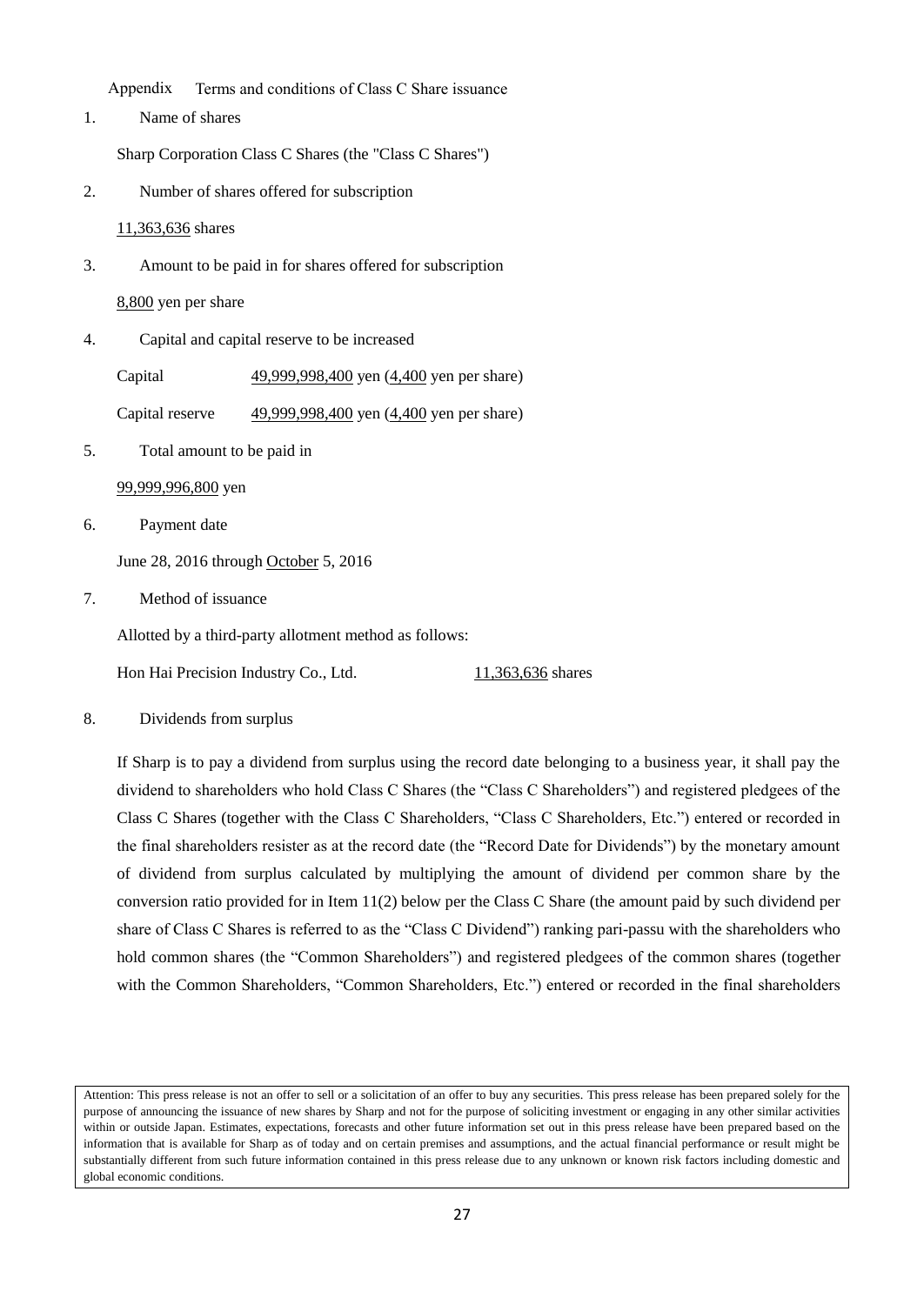Appendix Terms and conditions of Class C Share issuance

1. Name of shares

   Sharp Corporation Class C Shares (the "Class C Shares")

2. Number of shares offered for subscription

   11,363,636 shares

3. Amount to be paid in for shares offered for subscription

   8,800 yen per share

4. Capital and capital reserve to be increased

   Capital 49,999,998,400 yen (4,400 yen per share)

   Capital reserve 49,999,998,400 yen (4,400 yen per share)

5. Total amount to be paid in

   99,999,996,800 yen

6. Payment date

   June 28, 2016 through October 5, 2016

7. Method of issuance

   Allotted by a third-party allotment method as follows:

   Hon Hai Precision Industry Co., Ltd. 11,363,636 shares

8. Dividends from surplus

   If Sharp is to pay a dividend from surplus using the record date belonging to a business year, it shall pay the dividend to shareholders who hold Class C Shares (the "Class C Shareholders") and registered pledgees of the Class C Shares (together with the Class C Shareholders, "Class C Shareholders, Etc.") entered or recorded in the final shareholders resister as at the record date (the "Record Date for Dividends") by the monetary amount of dividend from surplus calculated by multiplying the amount of dividend per common share by the conversion ratio provided for in Item 11(2) below per the Class C Share (the amount paid by such dividend per share of Class C Shares is referred to as the "Class C Dividend") ranking pari-passu with the shareholders who hold common shares (the "Common Shareholders") and registered pledgees of the common shares (together with the Common Shareholders, "Common Shareholders, Etc.") entered or recorded in the final shareholders

Attention: This press release is not an offer to sell or a solicitation of an offer to buy any securities. This press release has been prepared solely for the purpose of announcing the issuance of new shares by Sharp and not for the purpose of soliciting investment or engaging in any other similar activities within or outside Japan. Estimates, expectations, forecasts and other future information set out in this press release have been prepared based on the information that is available for Sharp as of today and on certain premises and assumptions, and the actual financial performance or result might be substantially different from such future information contained in this press release due to any unknown or known risk factors including domestic and global economic conditions.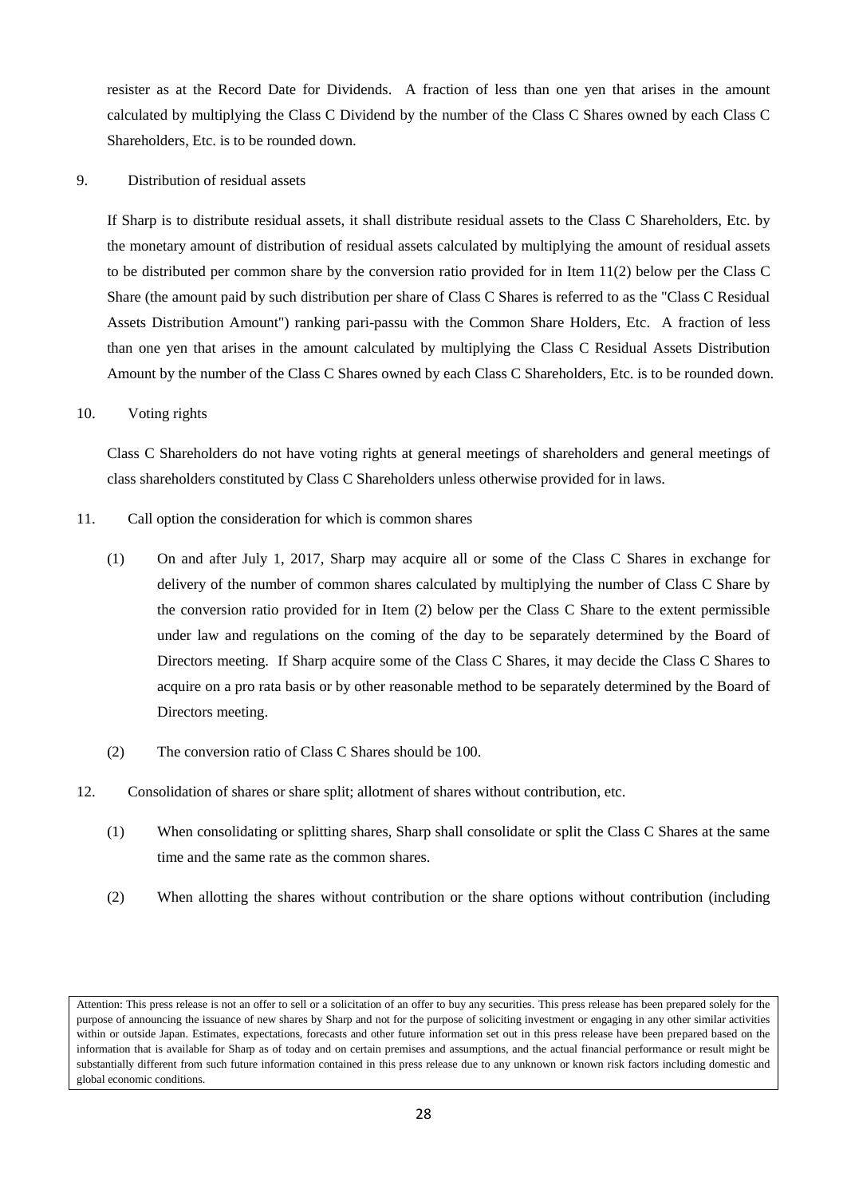resister as at the Record Date for Dividends. A fraction of less than one yen that arises in the amount calculated by multiplying the Class C Dividend by the number of the Class C Shares owned by each Class C Shareholders, Etc. is to be rounded down.

9. Distribution of residual assets

If Sharp is to distribute residual assets, it shall distribute residual assets to the Class C Shareholders, Etc. by the monetary amount of distribution of residual assets calculated by multiplying the amount of residual assets to be distributed per common share by the conversion ratio provided for in Item 11(2) below per the Class C Share (the amount paid by such distribution per share of Class C Shares is referred to as the "Class C Residual Assets Distribution Amount") ranking pari-passu with the Common Share Holders, Etc. A fraction of less than one yen that arises in the amount calculated by multiplying the Class C Residual Assets Distribution Amount by the number of the Class C Shares owned by each Class C Shareholders, Etc. is to be rounded down.

10. Voting rights

Class C Shareholders do not have voting rights at general meetings of shareholders and general meetings of class shareholders constituted by Class C Shareholders unless otherwise provided for in laws.

11. Call option the consideration for which is common shares

(1) On and after July 1, 2017, Sharp may acquire all or some of the Class C Shares in exchange for delivery of the number of common shares calculated by multiplying the number of Class C Share by the conversion ratio provided for in Item (2) below per the Class C Share to the extent permissible under law and regulations on the coming of the day to be separately determined by the Board of Directors meeting. If Sharp acquire some of the Class C Shares, it may decide the Class C Shares to acquire on a pro rata basis or by other reasonable method to be separately determined by the Board of Directors meeting.

(2) The conversion ratio of Class C Shares should be 100.

12. Consolidation of shares or share split; allotment of shares without contribution, etc.

(1) When consolidating or splitting shares, Sharp shall consolidate or split the Class C Shares at the same time and the same rate as the common shares.

(2) When allotting the shares without contribution or the share options without contribution (including

Attention: This press release is not an offer to sell or a solicitation of an offer to buy any securities. This press release has been prepared solely for the purpose of announcing the issuance of new shares by Sharp and not for the purpose of soliciting investment or engaging in any other similar activities within or outside Japan. Estimates, expectations, forecasts and other future information set out in this press release have been prepared based on the information that is available for Sharp as of today and on certain premises and assumptions, and the actual financial performance or result might be substantially different from such future information contained in this press release due to any unknown or known risk factors including domestic and global economic conditions.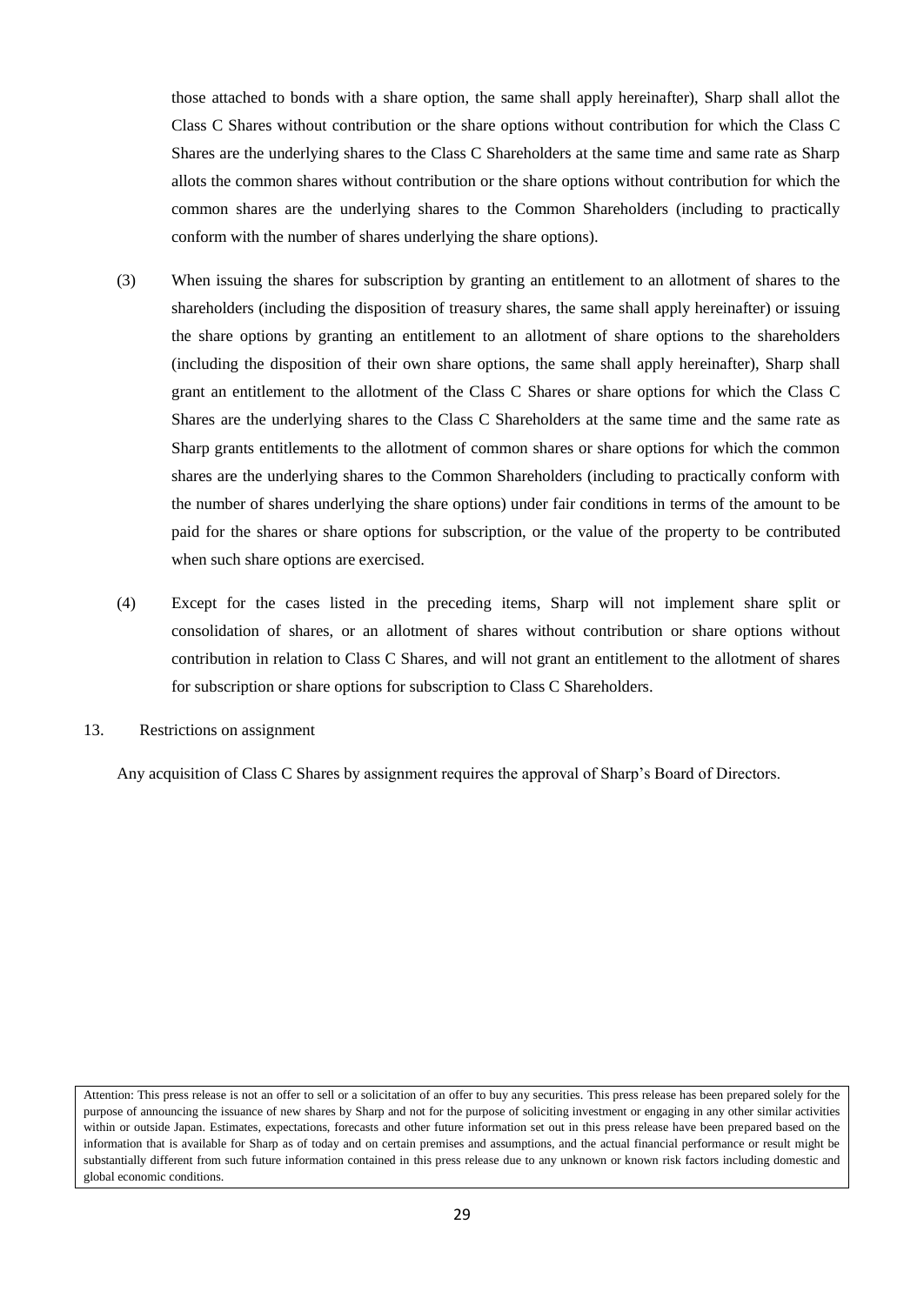those attached to bonds with a share option, the same shall apply hereinafter), Sharp shall allot the Class C Shares without contribution or the share options without contribution for which the Class C Shares are the underlying shares to the Class C Shareholders at the same time and same rate as Sharp allots the common shares without contribution or the share options without contribution for which the common shares are the underlying shares to the Common Shareholders (including to practically conform with the number of shares underlying the share options).

(3) When issuing the shares for subscription by granting an entitlement to an allotment of shares to the shareholders (including the disposition of treasury shares, the same shall apply hereinafter) or issuing the share options by granting an entitlement to an allotment of share options to the shareholders (including the disposition of their own share options, the same shall apply hereinafter), Sharp shall grant an entitlement to the allotment of the Class C Shares or share options for which the Class C Shares are the underlying shares to the Class C Shareholders at the same time and the same rate as Sharp grants entitlements to the allotment of common shares or share options for which the common shares are the underlying shares to the Common Shareholders (including to practically conform with the number of shares underlying the share options) under fair conditions in terms of the amount to be paid for the shares or share options for subscription, or the value of the property to be contributed when such share options are exercised.

(4) Except for the cases listed in the preceding items, Sharp will not implement share split or consolidation of shares, or an allotment of shares without contribution or share options without contribution in relation to Class C Shares, and will not grant an entitlement to the allotment of shares for subscription or share options for subscription to Class C Shareholders.

13. Restrictions on assignment

Any acquisition of Class C Shares by assignment requires the approval of Sharp's Board of Directors.

Attention: This press release is not an offer to sell or a solicitation of an offer to buy any securities. This press release has been prepared solely for the purpose of announcing the issuance of new shares by Sharp and not for the purpose of soliciting investment or engaging in any other similar activities within or outside Japan. Estimates, expectations, forecasts and other future information set out in this press release have been prepared based on the information that is available for Sharp as of today and on certain premises and assumptions, and the actual financial performance or result might be substantially different from such future information contained in this press release due to any unknown or known risk factors including domestic and global economic conditions.